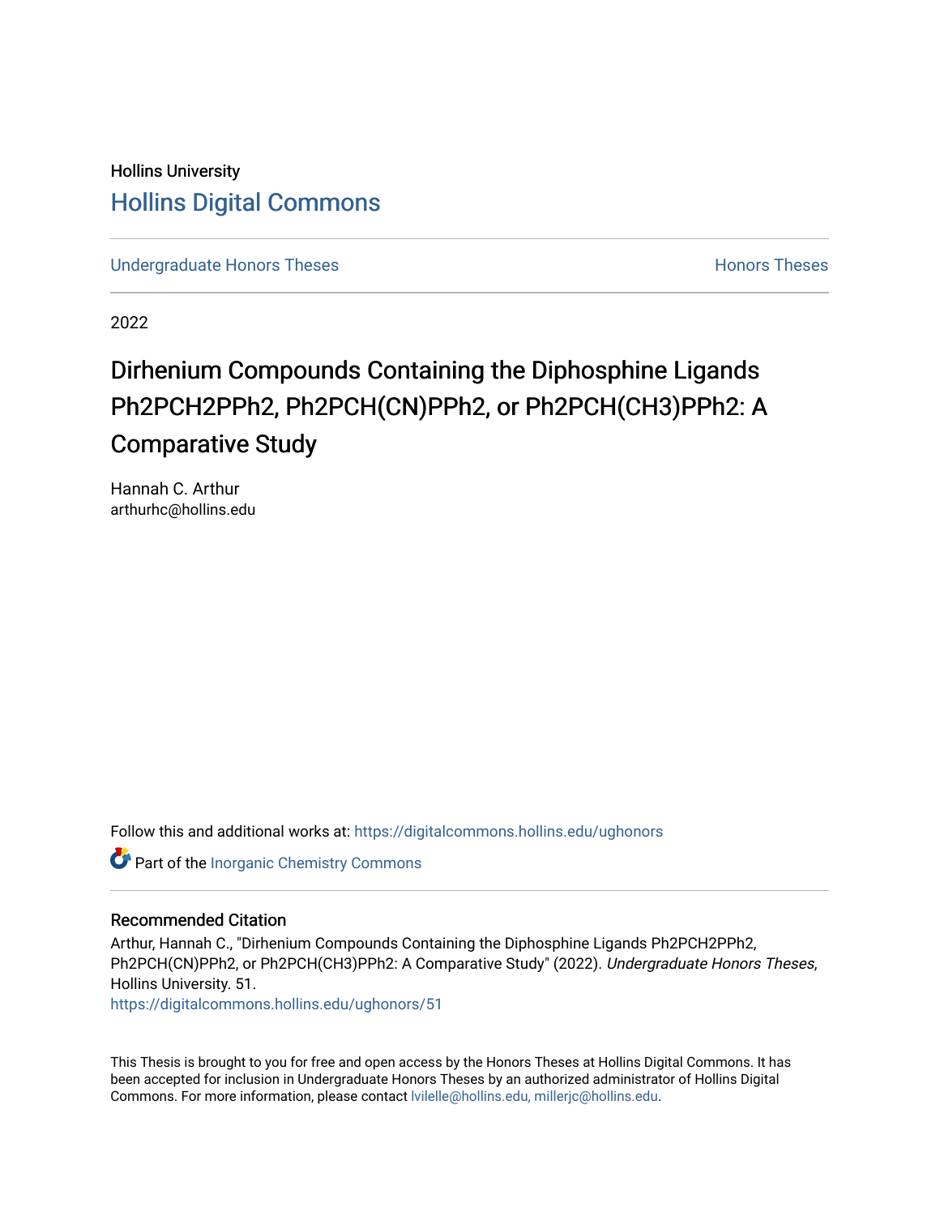Hollins University

# Hollins Digital Commons

Undergraduate Honors Theses | Honors Theses

2022

## Dirhenium Compounds Containing the Diphosphine Ligands Ph2PCH2PPh2, Ph2PCH(CN)PPh2, or Ph2PCH(CH3)PPh2: A Comparative Study

Hannah C. Arthur
arthurhc@hollins.edu

Follow this and additional works at: https://digitalcommons.hollins.edu/ughonors

Part of the Inorganic Chemistry Commons

### Recommended Citation

Arthur, Hannah C., "Dirhenium Compounds Containing the Diphosphine Ligands Ph2PCH2PPh2, Ph2PCH(CN)PPh2, or Ph2PCH(CH3)PPh2: A Comparative Study" (2022). *Undergraduate Honors Theses*, Hollins University. 51.
https://digitalcommons.hollins.edu/ughonors/51

This Thesis is brought to you for free and open access by the Honors Theses at Hollins Digital Commons. It has been accepted for inclusion in Undergraduate Honors Theses by an authorized administrator of Hollins Digital Commons. For more information, please contact lvilelle@hollins.edu, millerjc@hollins.edu.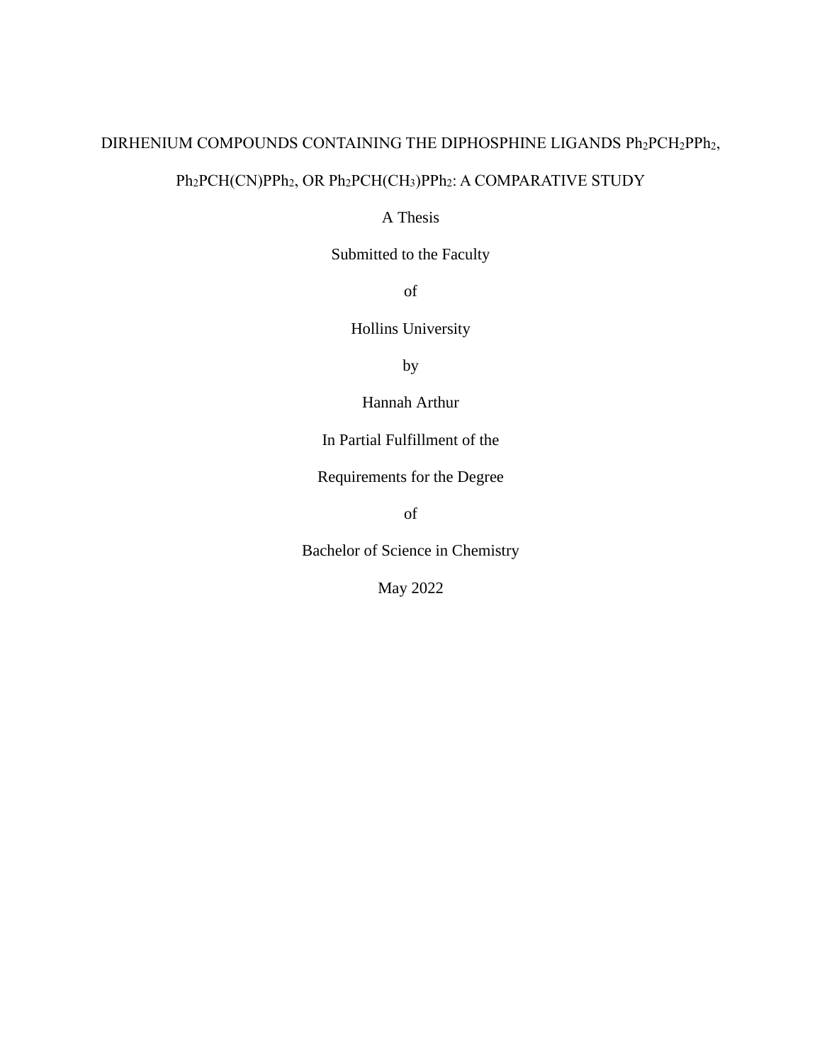DIRHENIUM COMPOUNDS CONTAINING THE DIPHOSPHINE LIGANDS $Ph_2PCH_2PPh_2$, $Ph_2PCH(CN)PPh_2$, OR $Ph_2PCH(CH_3)PPh_2$: A COMPARATIVE STUDY

A Thesis

Submitted to the Faculty

of

Hollins University

by

Hannah Arthur

In Partial Fulfillment of the

Requirements for the Degree

of

Bachelor of Science in Chemistry

May 2022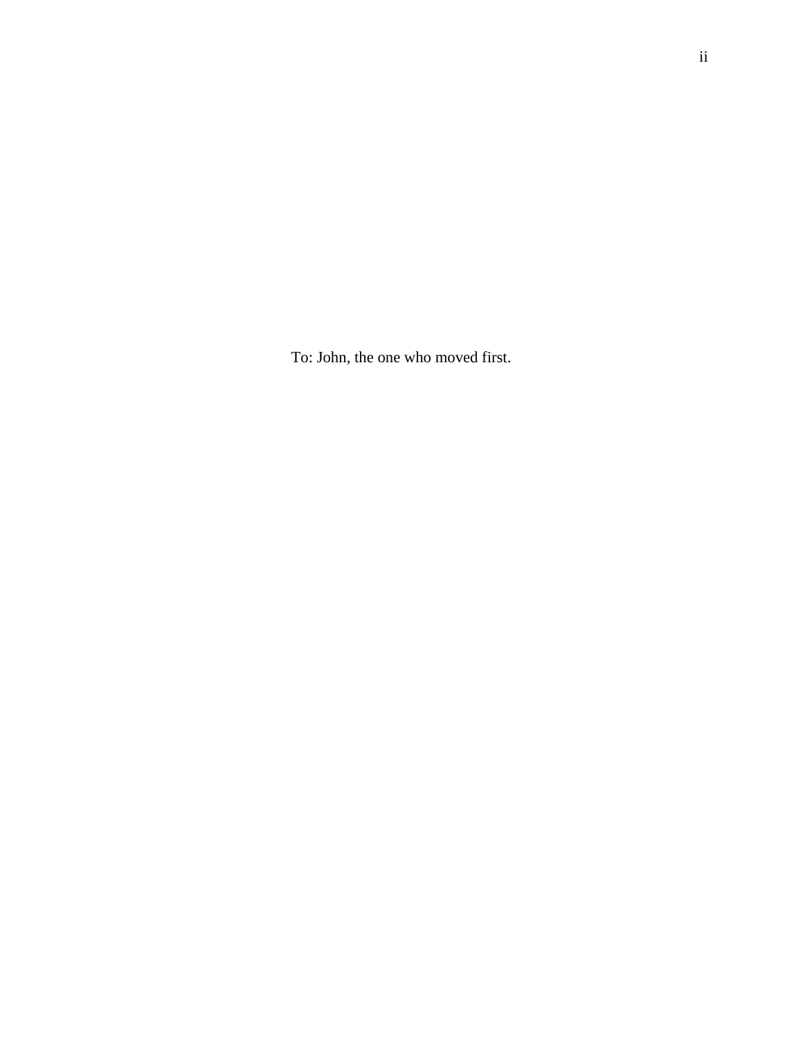To: John, the one who moved first.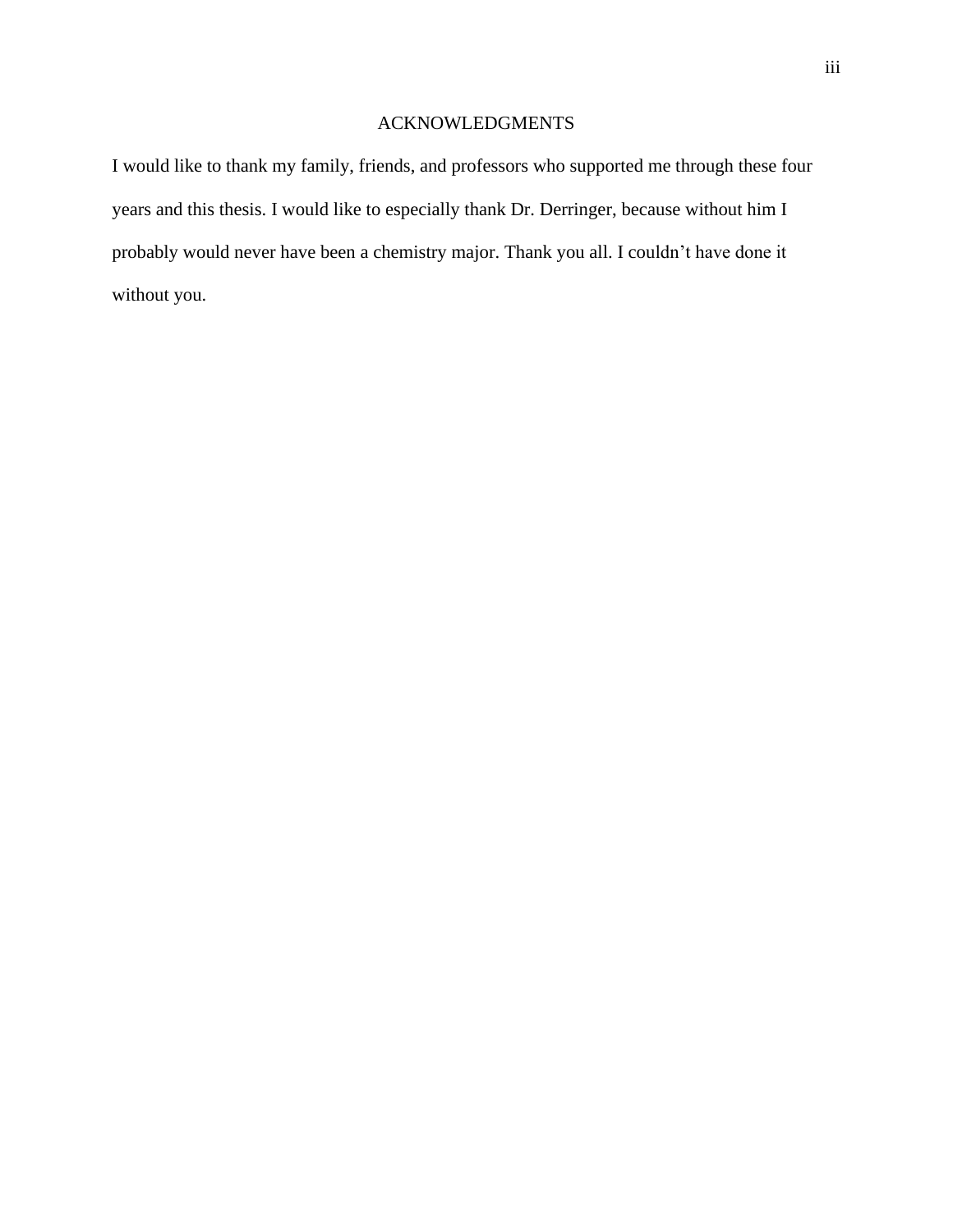# ACKNOWLEDGMENTS

I would like to thank my family, friends, and professors who supported me through these four years and this thesis. I would like to especially thank Dr. Derringer, because without him I probably would never have been a chemistry major. Thank you all. I couldn't have done it without you.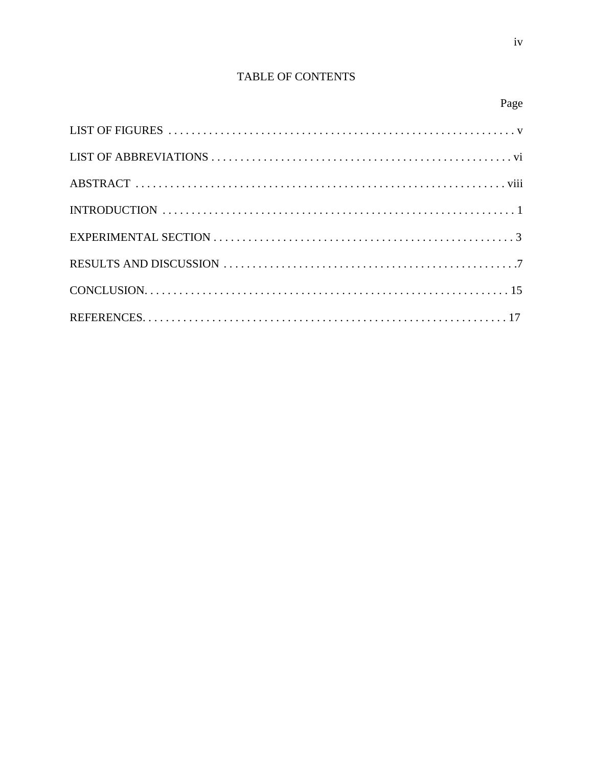# TABLE OF CONTENTS

| | Page |
|---|---|
| LIST OF FIGURES | v |
| LIST OF ABBREVIATIONS | vi |
| ABSTRACT | viii |
| INTRODUCTION | 1 |
| EXPERIMENTAL SECTION | 3 |
| RESULTS AND DISCUSSION | 7 |
| CONCLUSION | 15 |
| REFERENCES | 17 |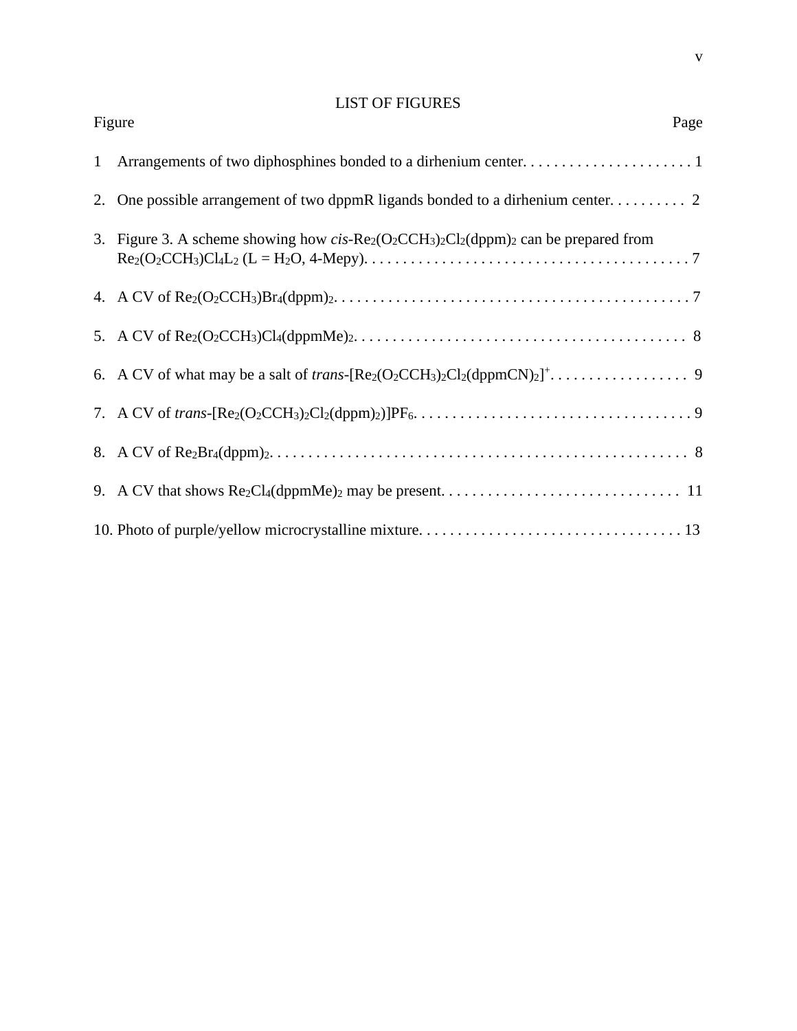# LIST OF FIGURES

| Figure | | Page |
|---|---|---|
| 1 | Arrangements of two diphosphines bonded to a dirhenium center. | 1 |
| 2. | One possible arrangement of two dppmR ligands bonded to a dirhenium center. | 2 |
| 3. | Figure 3. A scheme showing how *cis*-$Re_2(O_2CCH_3)_2Cl_2(dppm)_2$ can be prepared from $Re_2(O_2CCH_3)Cl_4L_2$ (L = $H_2O$, 4-Mepy). | 7 |
| 4. | A CV of $Re_2(O_2CCH_3)Br_4(dppm)_2$. | 7 |
| 5. | A CV of $Re_2(O_2CCH_3)Cl_4(dppmMe)_2$. | 8 |
| 6. | A CV of what may be a salt of *trans*-$[Re_2(O_2CCH_3)_2Cl_2(dppmCN)_2]^+$. | 9 |
| 7. | A CV of *trans*-$[Re_2(O_2CCH_3)_2Cl_2(dppm)_2)]PF_6$. | 9 |
| 8. | A CV of $Re_2Br_4(dppm)_2$. | 8 |
| 9. | A CV that shows $Re_2Cl_4(dppmMe)_2$ may be present. | 11 |
| 10. | Photo of purple/yellow microcrystalline mixture. | 13 |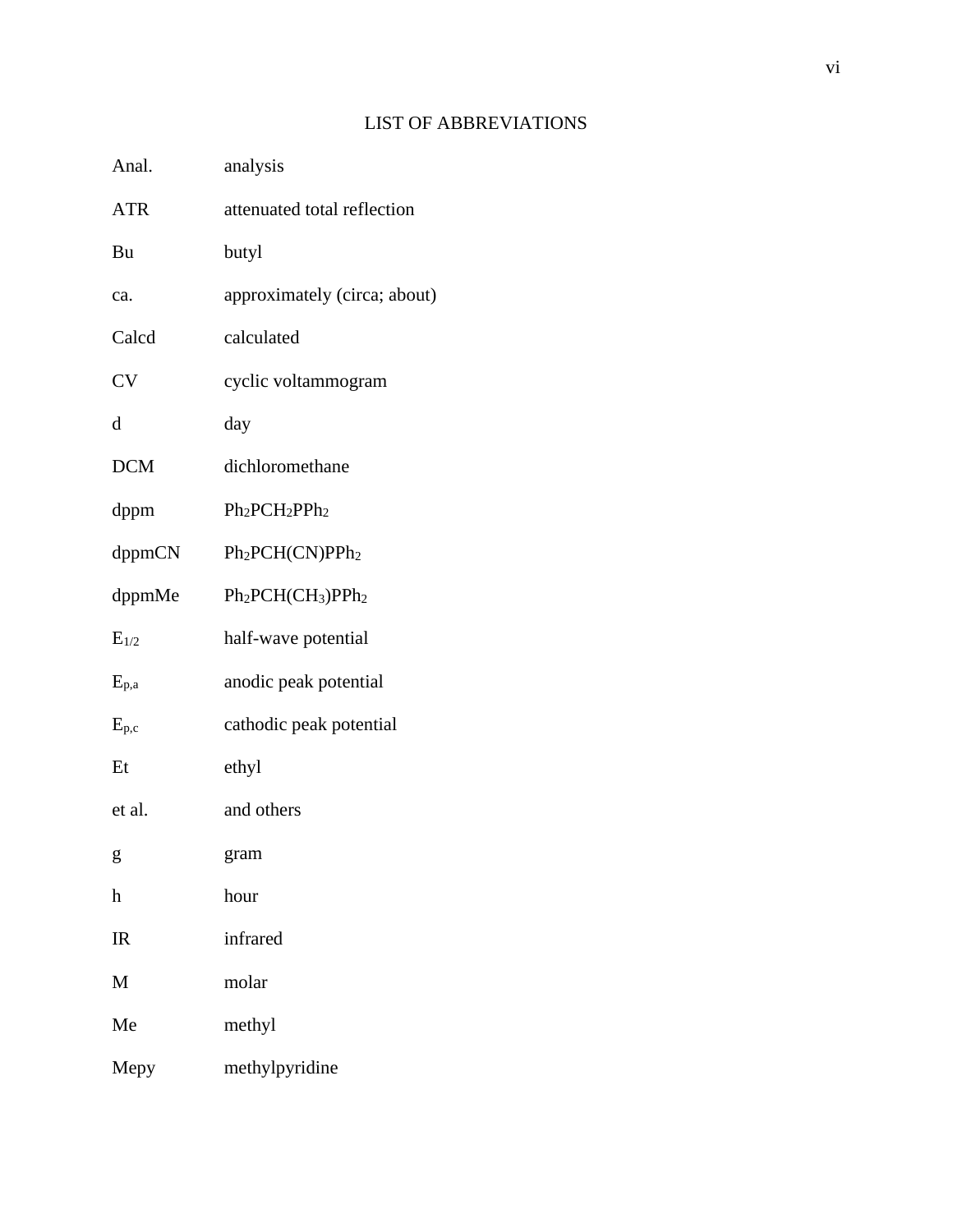# LIST OF ABBREVIATIONS

| | |
|---|---|
| Anal. | analysis |
| ATR | attenuated total reflection |
| Bu | butyl |
| ca. | approximately (circa; about) |
| Calcd | calculated |
| CV | cyclic voltammogram |
| d | day |
| DCM | dichloromethane |
| dppm | $Ph_2PCH_2PPh_2$ |
| dppmCN | $Ph_2PCH(CN)PPh_2$ |
| dppmMe | $Ph_2PCH(CH_3)PPh_2$ |
| $E_{1/2}$ | half-wave potential |
| $E_{p,a}$ | anodic peak potential |
| $E_{p,c}$ | cathodic peak potential |
| Et | ethyl |
| et al. | and others |
| g | gram |
| h | hour |
| IR | infrared |
| M | molar |
| Me | methyl |
| Mepy | methylpyridine |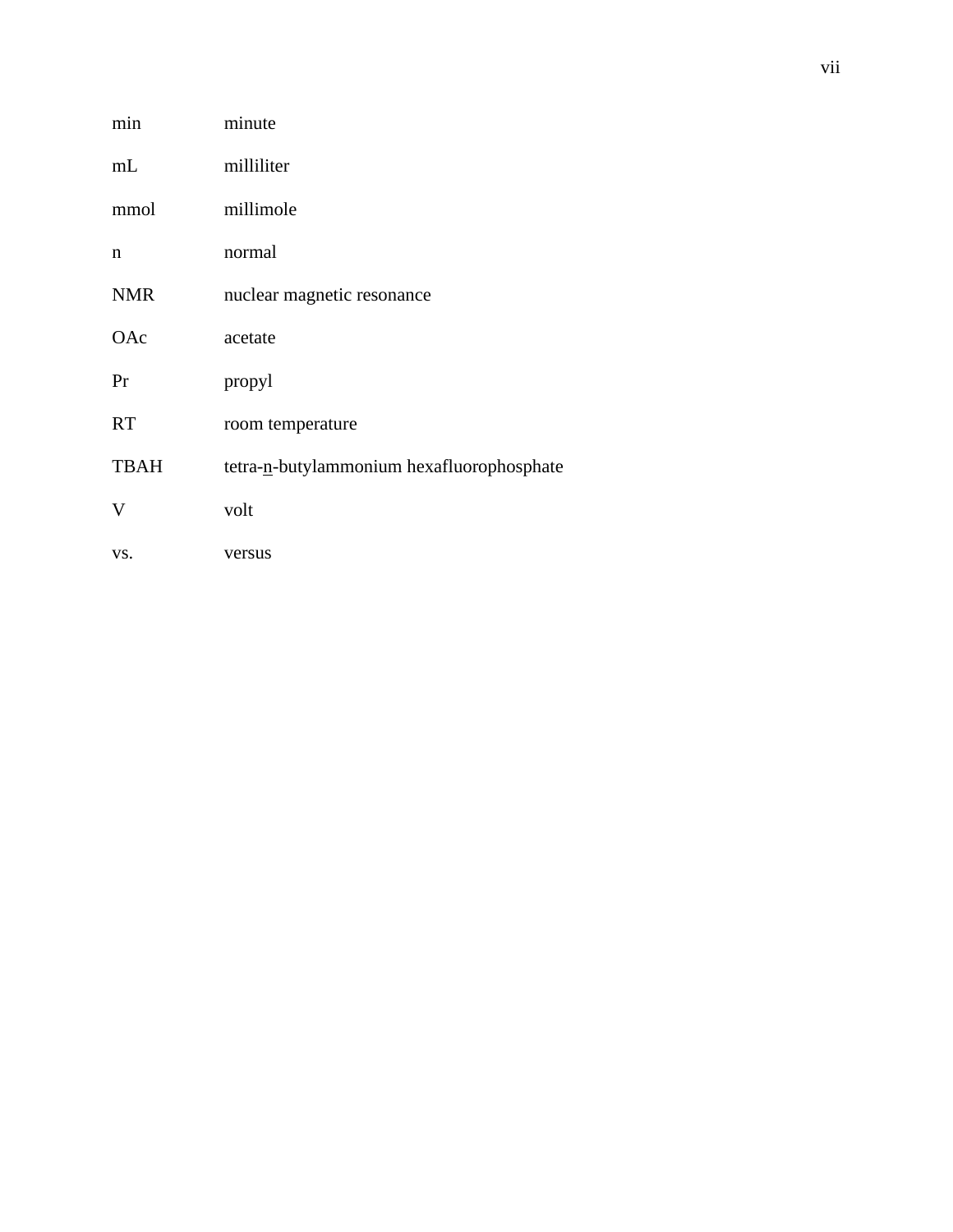| | |
|---|---|
| min | minute |
| mL | milliliter |
| mmol | millimole |
| n | normal |
| NMR | nuclear magnetic resonance |
| OAc | acetate |
| Pr | propyl |
| RT | room temperature |
| TBAH | tetra-n-butylammonium hexafluorophosphate |
| V | volt |
| vs. | versus |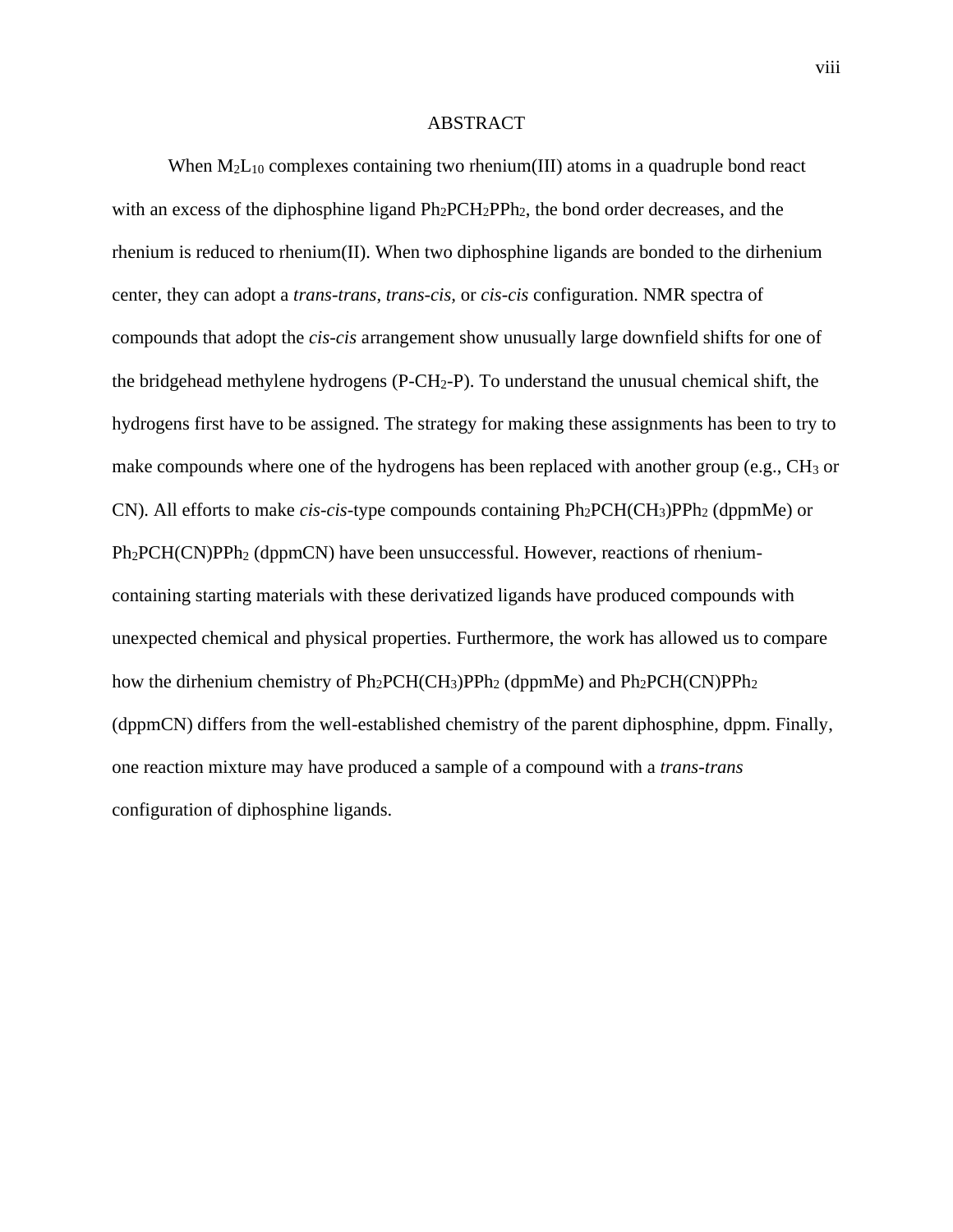# ABSTRACT

When $M_2L_{10}$ complexes containing two rhenium(III) atoms in a quadruple bond react with an excess of the diphosphine ligand $Ph_2PCH_2PPh_2$, the bond order decreases, and the rhenium is reduced to rhenium(II). When two diphosphine ligands are bonded to the dirhenium center, they can adopt a *trans-trans*, *trans-cis*, or *cis-cis* configuration. NMR spectra of compounds that adopt the *cis-cis* arrangement show unusually large downfield shifts for one of the bridgehead methylene hydrogens (P-$CH_2$-P). To understand the unusual chemical shift, the hydrogens first have to be assigned. The strategy for making these assignments has been to try to make compounds where one of the hydrogens has been replaced with another group (e.g., $CH_3$ or CN). All efforts to make *cis-cis*-type compounds containing $Ph_2PCH(CH_3)PPh_2$ (dppmMe) or $Ph_2PCH(CN)PPh_2$ (dppmCN) have been unsuccessful. However, reactions of rhenium-containing starting materials with these derivatized ligands have produced compounds with unexpected chemical and physical properties. Furthermore, the work has allowed us to compare how the dirhenium chemistry of $Ph_2PCH(CH_3)PPh_2$ (dppmMe) and $Ph_2PCH(CN)PPh_2$ (dppmCN) differs from the well-established chemistry of the parent diphosphine, dppm. Finally, one reaction mixture may have produced a sample of a compound with a *trans-trans* configuration of diphosphine ligands.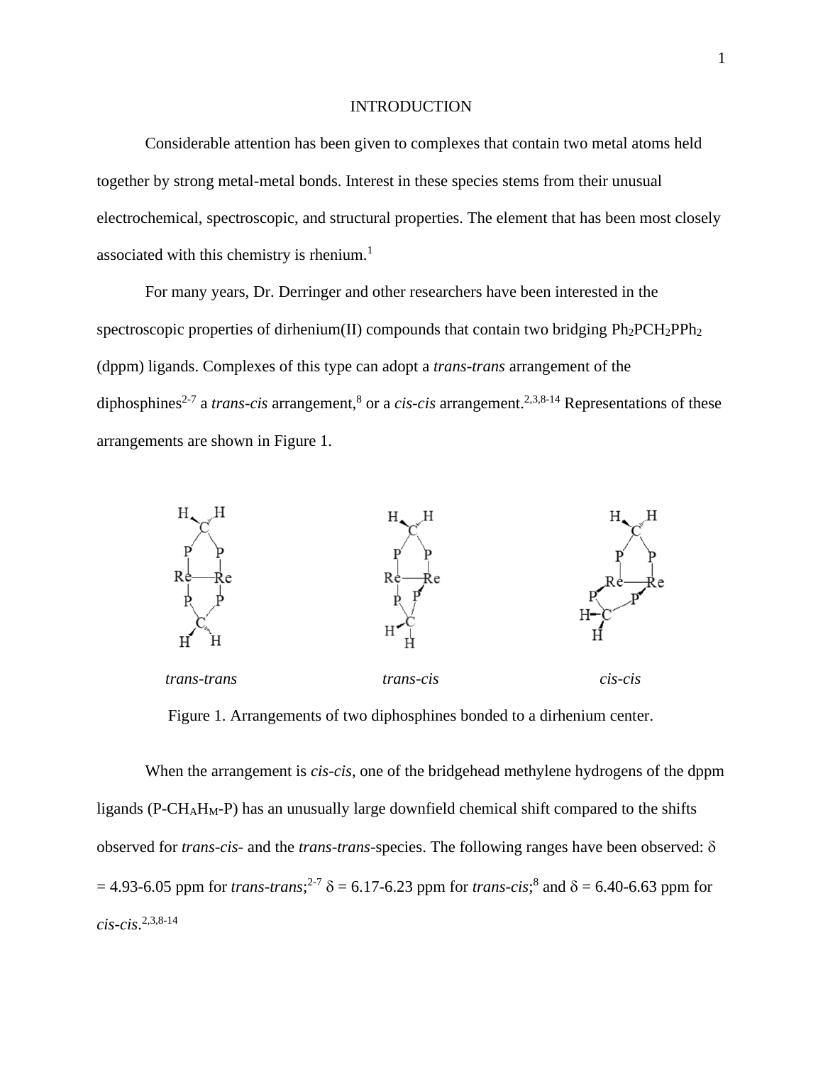# INTRODUCTION

Considerable attention has been given to complexes that contain two metal atoms held together by strong metal-metal bonds. Interest in these species stems from their unusual electrochemical, spectroscopic, and structural properties. The element that has been most closely associated with this chemistry is rhenium.[1]

For many years, Dr. Derringer and other researchers have been interested in the spectroscopic properties of dirhenium(II) compounds that contain two bridging $Ph_2PCH_2PPh_2$ (dppm) ligands. Complexes of this type can adopt a *trans-trans* arrangement of the diphosphines[2-7] a *trans-cis* arrangement,[8] or a *cis-cis* arrangement.[2,3,8-14] Representations of these arrangements are shown in Figure 1.

*trans-trans* *trans-cis* *cis-cis*

Figure 1. Arrangements of two diphosphines bonded to a dirhenium center.

When the arrangement is *cis-cis*, one of the bridgehead methylene hydrogens of the dppm ligands (P-$CH_AH_M$-P) has an unusually large downfield chemical shift compared to the shifts observed for *trans-cis-* and the *trans-trans*-species. The following ranges have been observed: $\delta$ = 4.93-6.05 ppm for *trans-trans*;[2-7] $\delta$ = 6.17-6.23 ppm for *trans-cis*;[8] and $\delta$ = 6.40-6.63 ppm for *cis-cis*.[2,3,8-14]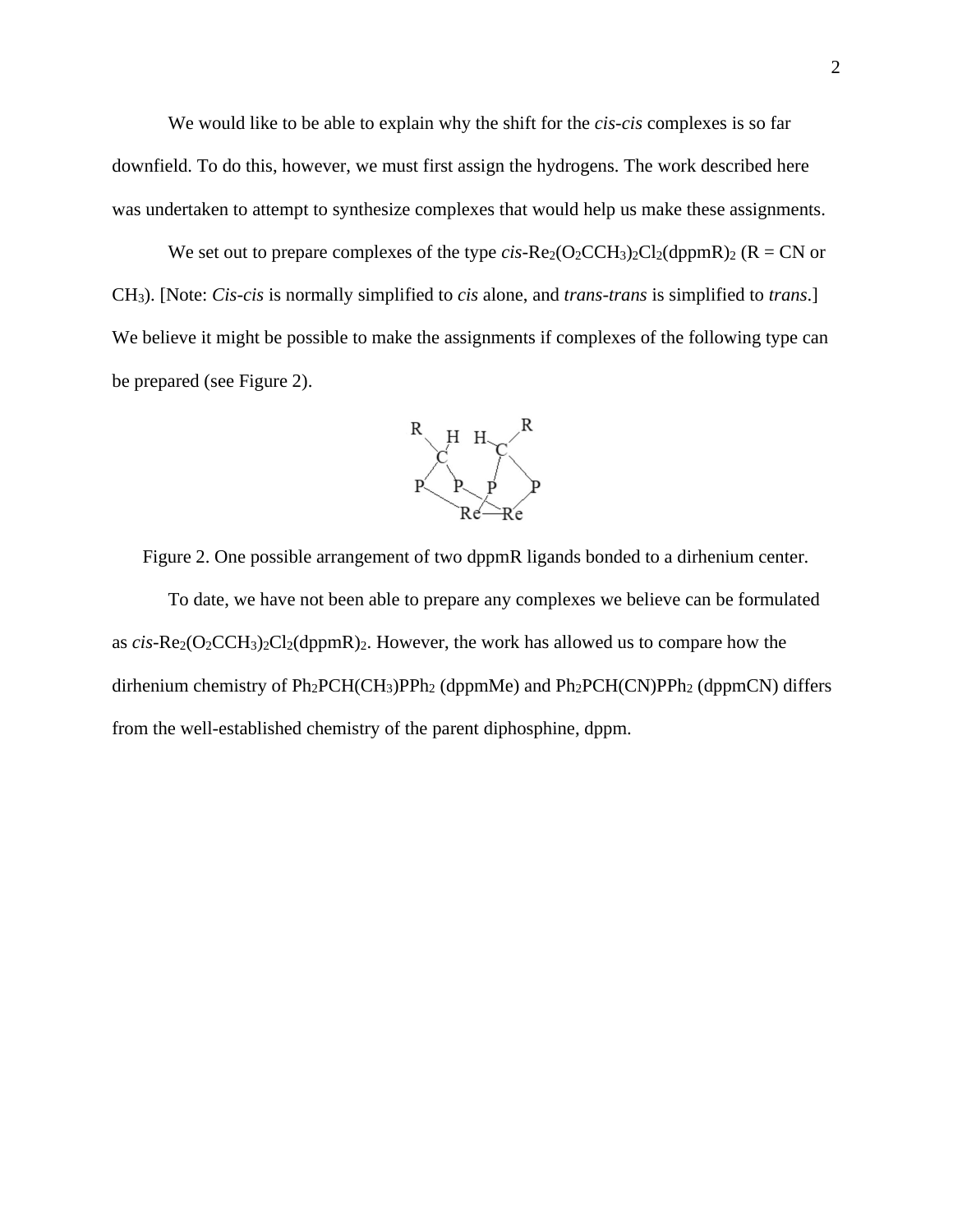We would like to be able to explain why the shift for the *cis-cis* complexes is so far downfield. To do this, however, we must first assign the hydrogens. The work described here was undertaken to attempt to synthesize complexes that would help us make these assignments.

We set out to prepare complexes of the type *cis*-$Re_2(O_2CCH_3)_2Cl_2(dppmR)_2$ (R = CN or $CH_3$). [Note: *Cis-cis* is normally simplified to *cis* alone, and *trans-trans* is simplified to *trans*.] We believe it might be possible to make the assignments if complexes of the following type can be prepared (see Figure 2).

Figure 2. One possible arrangement of two dppmR ligands bonded to a dirhenium center.

To date, we have not been able to prepare any complexes we believe can be formulated as *cis*-$Re_2(O_2CCH_3)_2Cl_2(dppmR)_2$. However, the work has allowed us to compare how the dirhenium chemistry of $Ph_2PCH(CH_3)PPh_2$ (dppmMe) and $Ph_2PCH(CN)PPh_2$ (dppmCN) differs from the well-established chemistry of the parent diphosphine, dppm.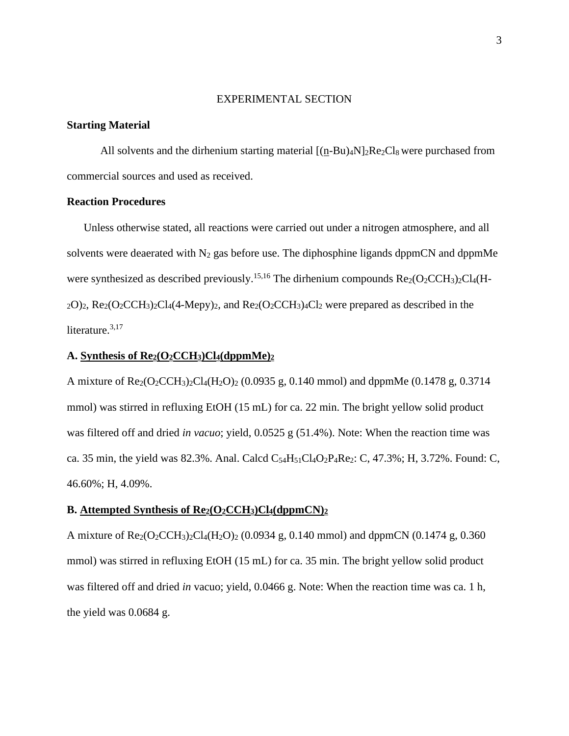# EXPERIMENTAL SECTION

## Starting Material

All solvents and the dirhenium starting material $[(\underline{n}\text{-Bu})_4N]_2Re_2Cl_8$ were purchased from commercial sources and used as received.

## Reaction Procedures

Unless otherwise stated, all reactions were carried out under a nitrogen atmosphere, and all solvents were deaerated with $N_2$ gas before use. The diphosphine ligands dppmCN and dppmMe were synthesized as described previously.[15,16] The dirhenium compounds $Re_2(O_2CCH_3)_2Cl_4(H_2O)_2$, $Re_2(O_2CCH_3)_2Cl_4(4\text{-Mepy})_2$, and $Re_2(O_2CCH_3)_4Cl_2$ were prepared as described in the literature.[3,17]

### A. Synthesis of $Re_2(O_2CCH_3)Cl_4(dppmMe)_2$

A mixture of $Re_2(O_2CCH_3)_2Cl_4(H_2O)_2$ (0.0935 g, 0.140 mmol) and dppmMe (0.1478 g, 0.3714 mmol) was stirred in refluxing EtOH (15 mL) for ca. 22 min. The bright yellow solid product was filtered off and dried *in vacuo*; yield, 0.0525 g (51.4%). Note: When the reaction time was ca. 35 min, the yield was 82.3%. Anal. Calcd $C_{54}H_{51}Cl_4O_2P_4Re_2$: C, 47.3%; H, 3.72%. Found: C, 46.60%; H, 4.09%.

### B. Attempted Synthesis of $Re_2(O_2CCH_3)Cl_4(dppmCN)_2$

A mixture of $Re_2(O_2CCH_3)_2Cl_4(H_2O)_2$ (0.0934 g, 0.140 mmol) and dppmCN (0.1474 g, 0.360 mmol) was stirred in refluxing EtOH (15 mL) for ca. 35 min. The bright yellow solid product was filtered off and dried *in* vacuo; yield, 0.0466 g. Note: When the reaction time was ca. 1 h, the yield was 0.0684 g.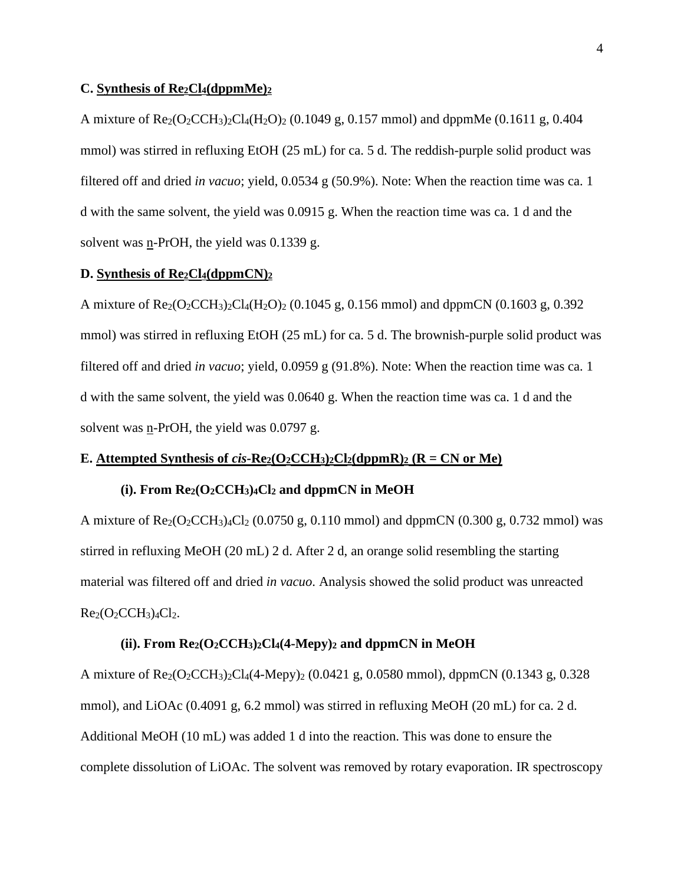**C. Synthesis of $Re_2Cl_4(dppmMe)_2$**

A mixture of $Re_2(O_2CCH_3)_2Cl_4(H_2O)_2$ (0.1049 g, 0.157 mmol) and dppmMe (0.1611 g, 0.404 mmol) was stirred in refluxing EtOH (25 mL) for ca. 5 d. The reddish-purple solid product was filtered off and dried *in vacuo*; yield, 0.0534 g (50.9%). Note: When the reaction time was ca. 1 d with the same solvent, the yield was 0.0915 g. When the reaction time was ca. 1 d and the solvent was n-PrOH, the yield was 0.1339 g.

**D. Synthesis of $Re_2Cl_4(dppmCN)_2$**

A mixture of $Re_2(O_2CCH_3)_2Cl_4(H_2O)_2$ (0.1045 g, 0.156 mmol) and dppmCN (0.1603 g, 0.392 mmol) was stirred in refluxing EtOH (25 mL) for ca. 5 d. The brownish-purple solid product was filtered off and dried *in vacuo*; yield, 0.0959 g (91.8%). Note: When the reaction time was ca. 1 d with the same solvent, the yield was 0.0640 g. When the reaction time was ca. 1 d and the solvent was n-PrOH, the yield was 0.0797 g.

**E. Attempted Synthesis of *cis*-$Re_2(O_2CCH_3)_2Cl_2(dppmR)_2$ (R = CN or Me)**

**(i). From $Re_2(O_2CCH_3)_4Cl_2$ and dppmCN in MeOH**

A mixture of $Re_2(O_2CCH_3)_4Cl_2$ (0.0750 g, 0.110 mmol) and dppmCN (0.300 g, 0.732 mmol) was stirred in refluxing MeOH (20 mL) 2 d. After 2 d, an orange solid resembling the starting material was filtered off and dried *in vacuo*. Analysis showed the solid product was unreacted $Re_2(O_2CCH_3)_4Cl_2$.

**(ii). From $Re_2(O_2CCH_3)_2Cl_4(4\text{-Mepy})_2$ and dppmCN in MeOH**

A mixture of $Re_2(O_2CCH_3)_2Cl_4(4\text{-Mepy})_2$ (0.0421 g, 0.0580 mmol), dppmCN (0.1343 g, 0.328 mmol), and LiOAc (0.4091 g, 6.2 mmol) was stirred in refluxing MeOH (20 mL) for ca. 2 d. Additional MeOH (10 mL) was added 1 d into the reaction. This was done to ensure the complete dissolution of LiOAc. The solvent was removed by rotary evaporation. IR spectroscopy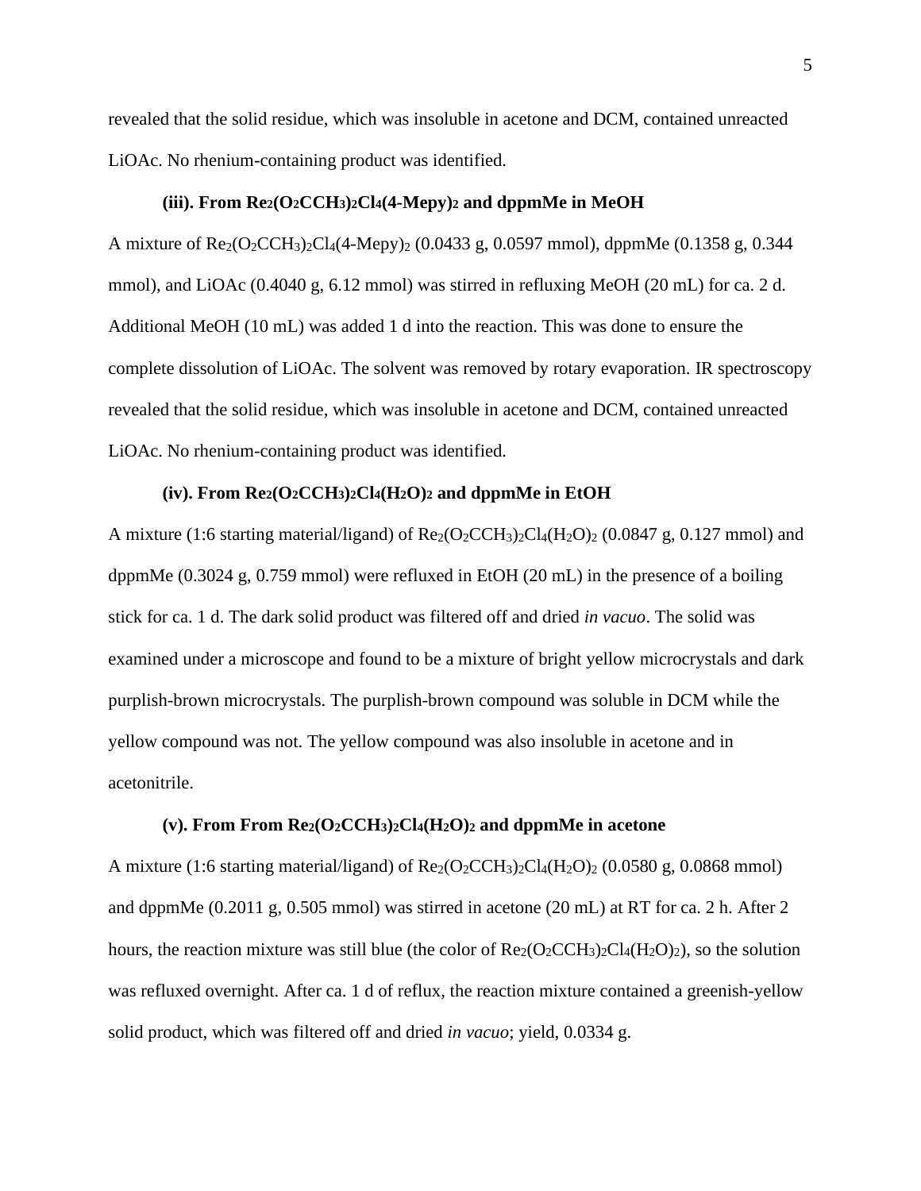revealed that the solid residue, which was insoluble in acetone and DCM, contained unreacted LiOAc. No rhenium-containing product was identified.

### (iii). From $Re_2(O_2CCH_3)_2Cl_4(4\text{-}Mepy)_2$ and dppmMe in MeOH

A mixture of $Re_2(O_2CCH_3)_2Cl_4(4\text{-}Mepy)_2$ (0.0433 g, 0.0597 mmol), dppmMe (0.1358 g, 0.344 mmol), and LiOAc (0.4040 g, 6.12 mmol) was stirred in refluxing MeOH (20 mL) for ca. 2 d. Additional MeOH (10 mL) was added 1 d into the reaction. This was done to ensure the complete dissolution of LiOAc. The solvent was removed by rotary evaporation. IR spectroscopy revealed that the solid residue, which was insoluble in acetone and DCM, contained unreacted LiOAc. No rhenium-containing product was identified.

### (iv). From $Re_2(O_2CCH_3)_2Cl_4(H_2O)_2$ and dppmMe in EtOH

A mixture (1:6 starting material/ligand) of $Re_2(O_2CCH_3)_2Cl_4(H_2O)_2$ (0.0847 g, 0.127 mmol) and dppmMe (0.3024 g, 0.759 mmol) were refluxed in EtOH (20 mL) in the presence of a boiling stick for ca. 1 d. The dark solid product was filtered off and dried *in vacuo*. The solid was examined under a microscope and found to be a mixture of bright yellow microcrystals and dark purplish-brown microcrystals. The purplish-brown compound was soluble in DCM while the yellow compound was not. The yellow compound was also insoluble in acetone and in acetonitrile.

### (v). From From $Re_2(O_2CCH_3)_2Cl_4(H_2O)_2$ and dppmMe in acetone

A mixture (1:6 starting material/ligand) of $Re_2(O_2CCH_3)_2Cl_4(H_2O)_2$ (0.0580 g, 0.0868 mmol) and dppmMe (0.2011 g, 0.505 mmol) was stirred in acetone (20 mL) at RT for ca. 2 h. After 2 hours, the reaction mixture was still blue (the color of $Re_2(O_2CCH_3)_2Cl_4(H_2O)_2$), so the solution was refluxed overnight. After ca. 1 d of reflux, the reaction mixture contained a greenish-yellow solid product, which was filtered off and dried *in vacuo*; yield, 0.0334 g.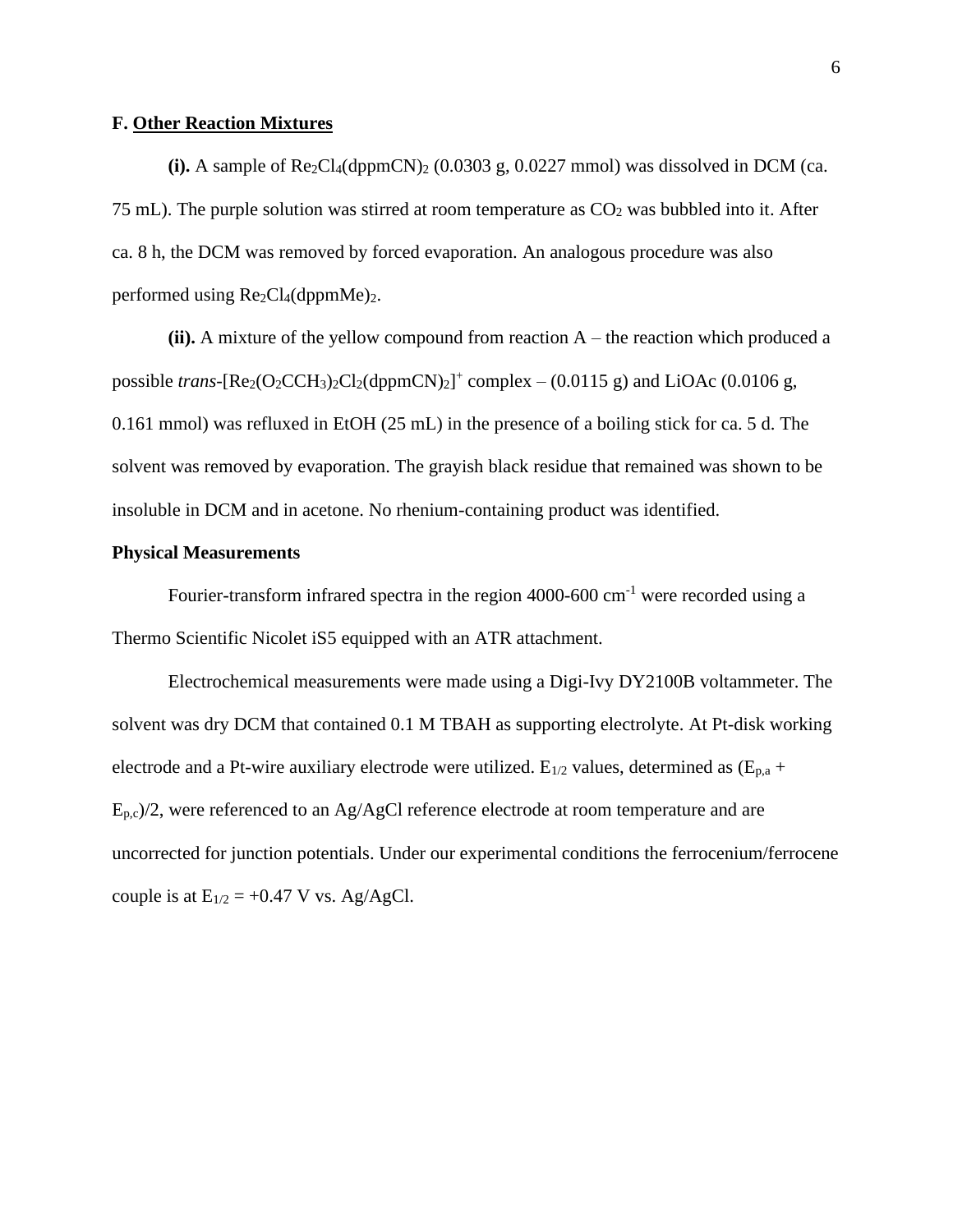### F. <u>Other Reaction Mixtures</u>

**(i).** A sample of $Re_2Cl_4(dppmCN)_2$ (0.0303 g, 0.0227 mmol) was dissolved in DCM (ca. 75 mL). The purple solution was stirred at room temperature as $CO_2$ was bubbled into it. After ca. 8 h, the DCM was removed by forced evaporation. An analogous procedure was also performed using $Re_2Cl_4(dppmMe)_2$.

**(ii).** A mixture of the yellow compound from reaction A – the reaction which produced a possible *trans*-$[Re_2(O_2CCH_3)_2Cl_2(dppmCN)_2]^+$ complex – (0.0115 g) and LiOAc (0.0106 g, 0.161 mmol) was refluxed in EtOH (25 mL) in the presence of a boiling stick for ca. 5 d. The solvent was removed by evaporation. The grayish black residue that remained was shown to be insoluble in DCM and in acetone. No rhenium-containing product was identified.

### Physical Measurements

Fourier-transform infrared spectra in the region 4000-600 $cm^{-1}$ were recorded using a Thermo Scientific Nicolet iS5 equipped with an ATR attachment.

Electrochemical measurements were made using a Digi-Ivy DY2100B voltammeter. The solvent was dry DCM that contained 0.1 M TBAH as supporting electrolyte. At Pt-disk working electrode and a Pt-wire auxiliary electrode were utilized. $E_{1/2}$ values, determined as $(E_{p,a} + E_{p,c})/2$, were referenced to an Ag/AgCl reference electrode at room temperature and are uncorrected for junction potentials. Under our experimental conditions the ferrocenium/ferrocene couple is at $E_{1/2}$ = +0.47 V vs. Ag/AgCl.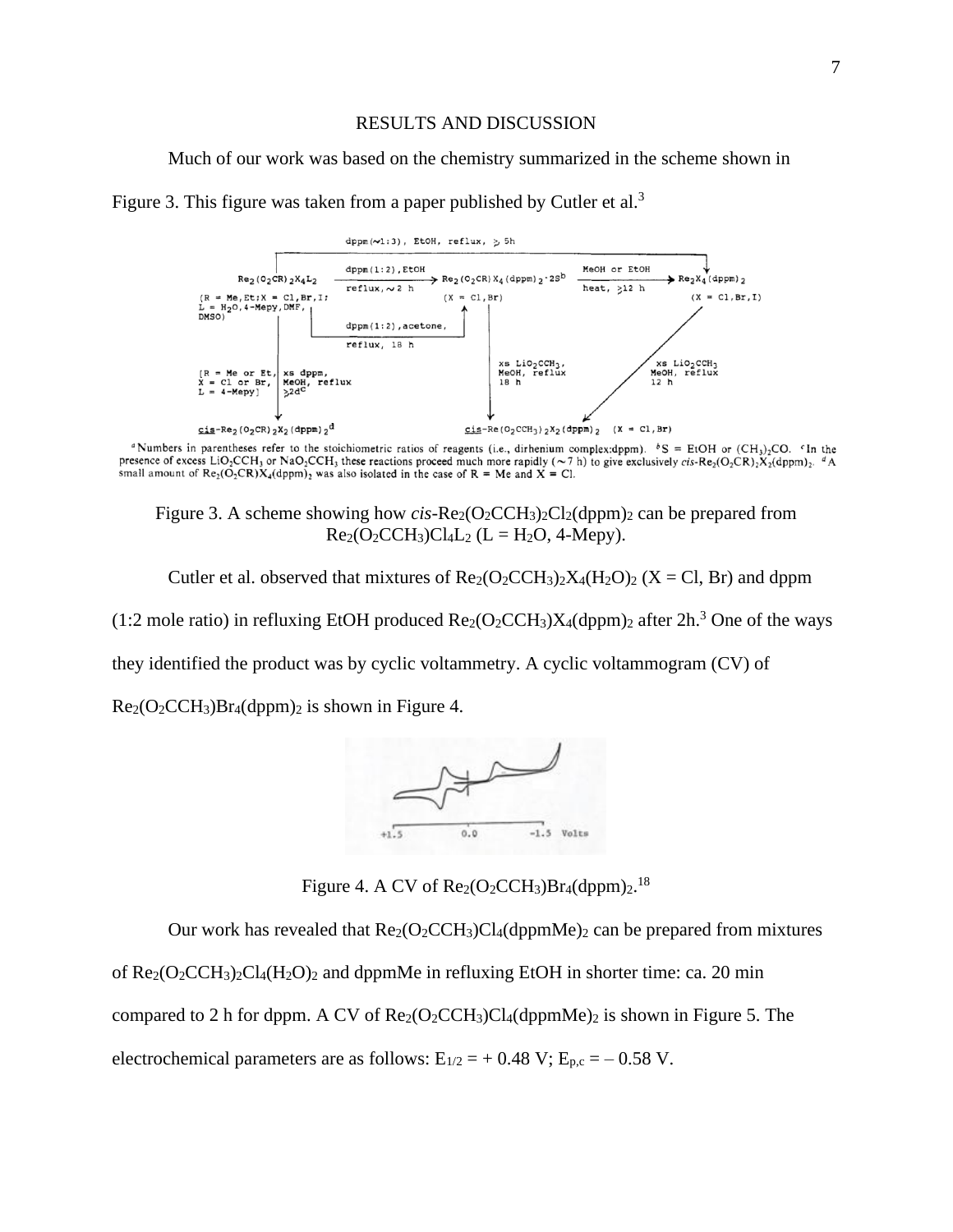## RESULTS AND DISCUSSION

Much of our work was based on the chemistry summarized in the scheme shown in Figure 3. This figure was taken from a paper published by Cutler et al.[3]

Figure 3. A scheme showing how *cis*-$Re_2(O_2CCH_3)_2Cl_2(dppm)_2$ can be prepared from $Re_2(O_2CCH_3)Cl_4L_2$ (L = $H_2O$, 4-Mepy).

Cutler et al. observed that mixtures of $Re_2(O_2CCH_3)_2X_4(H_2O)_2$ (X = Cl, Br) and dppm (1:2 mole ratio) in refluxing EtOH produced $Re_2(O_2CCH_3)X_4(dppm)_2$ after 2h.[3] One of the ways they identified the product was by cyclic voltammetry. A cyclic voltammogram (CV) of $Re_2(O_2CCH_3)Br_4(dppm)_2$ is shown in Figure 4.

Figure 4. A CV of $Re_2(O_2CCH_3)Br_4(dppm)_2$.[18]

Our work has revealed that $Re_2(O_2CCH_3)Cl_4(dppmMe)_2$ can be prepared from mixtures of $Re_2(O_2CCH_3)_2Cl_4(H_2O)_2$ and dppmMe in refluxing EtOH in shorter time: ca. 20 min compared to 2 h for dppm. A CV of $Re_2(O_2CCH_3)Cl_4(dppmMe)_2$ is shown in Figure 5. The electrochemical parameters are as follows: $E_{1/2}$ = + 0.48 V; $E_{p,c}$ = – 0.58 V.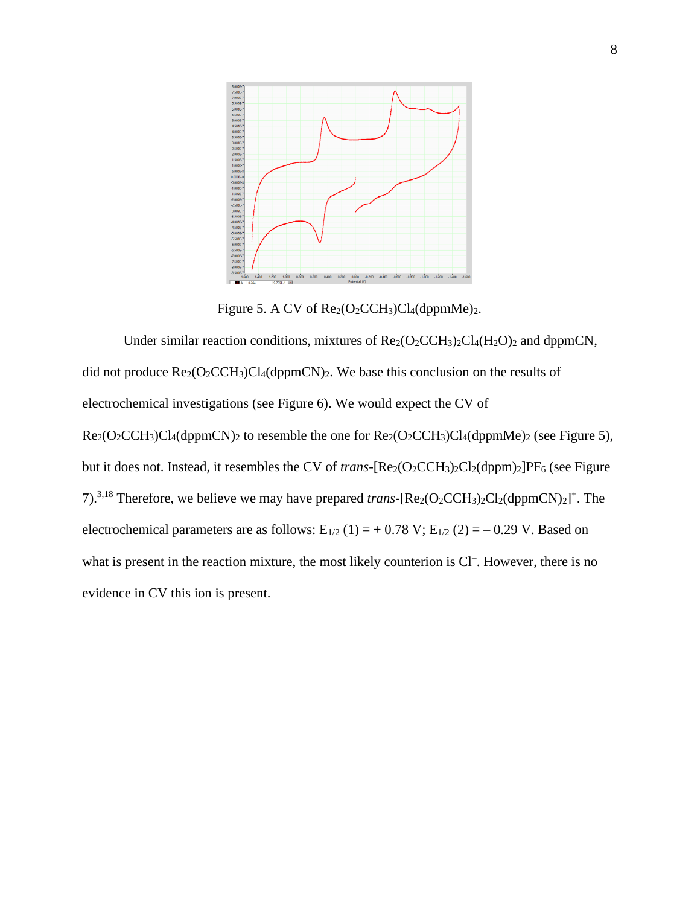Figure 5. A CV of $Re_2(O_2CCH_3)Cl_4(dppmMe)_2$.

Under similar reaction conditions, mixtures of $Re_2(O_2CCH_3)_2Cl_4(H_2O)_2$ and dppmCN, did not produce $Re_2(O_2CCH_3)Cl_4(dppmCN)_2$. We base this conclusion on the results of electrochemical investigations (see Figure 6). We would expect the CV of $Re_2(O_2CCH_3)Cl_4(dppmCN)_2$ to resemble the one for $Re_2(O_2CCH_3)Cl_4(dppmMe)_2$ (see Figure 5), but it does not. Instead, it resembles the CV of *trans*-$[Re_2(O_2CCH_3)_2Cl_2(dppm)_2]PF_6$ (see Figure 7).[3,18] Therefore, we believe we may have prepared *trans*-$[Re_2(O_2CCH_3)_2Cl_2(dppmCN)_2]^+$. The electrochemical parameters are as follows: $E_{1/2}$ (1) = + 0.78 V; $E_{1/2}$ (2) = – 0.29 V. Based on what is present in the reaction mixture, the most likely counterion is $Cl^-$. However, there is no evidence in CV this ion is present.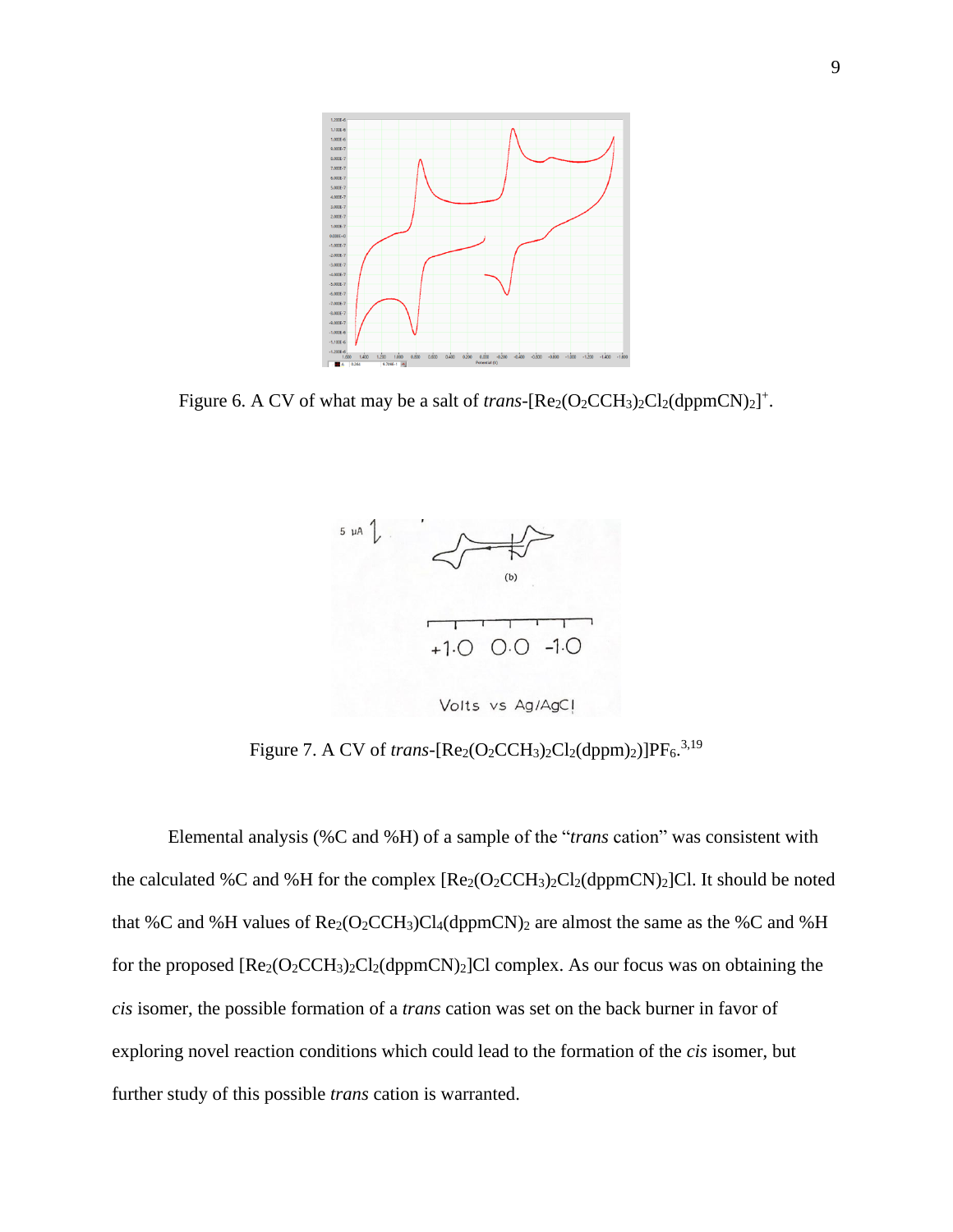Figure 6. A CV of what may be a salt of *trans*-$[Re_2(O_2CCH_3)_2Cl_2(dppmCN)_2]^+$.

Figure 7. A CV of *trans*-$[Re_2(O_2CCH_3)_2Cl_2(dppm)_2)]PF_6$.[3,19]

Elemental analysis (%C and %H) of a sample of the "*trans* cation" was consistent with the calculated %C and %H for the complex $[Re_2(O_2CCH_3)_2Cl_2(dppmCN)_2]Cl$. It should be noted that %C and %H values of $Re_2(O_2CCH_3)Cl_4(dppmCN)_2$ are almost the same as the %C and %H for the proposed $[Re_2(O_2CCH_3)_2Cl_2(dppmCN)_2]Cl$ complex. As our focus was on obtaining the *cis* isomer, the possible formation of a *trans* cation was set on the back burner in favor of exploring novel reaction conditions which could lead to the formation of the *cis* isomer, but further study of this possible *trans* cation is warranted.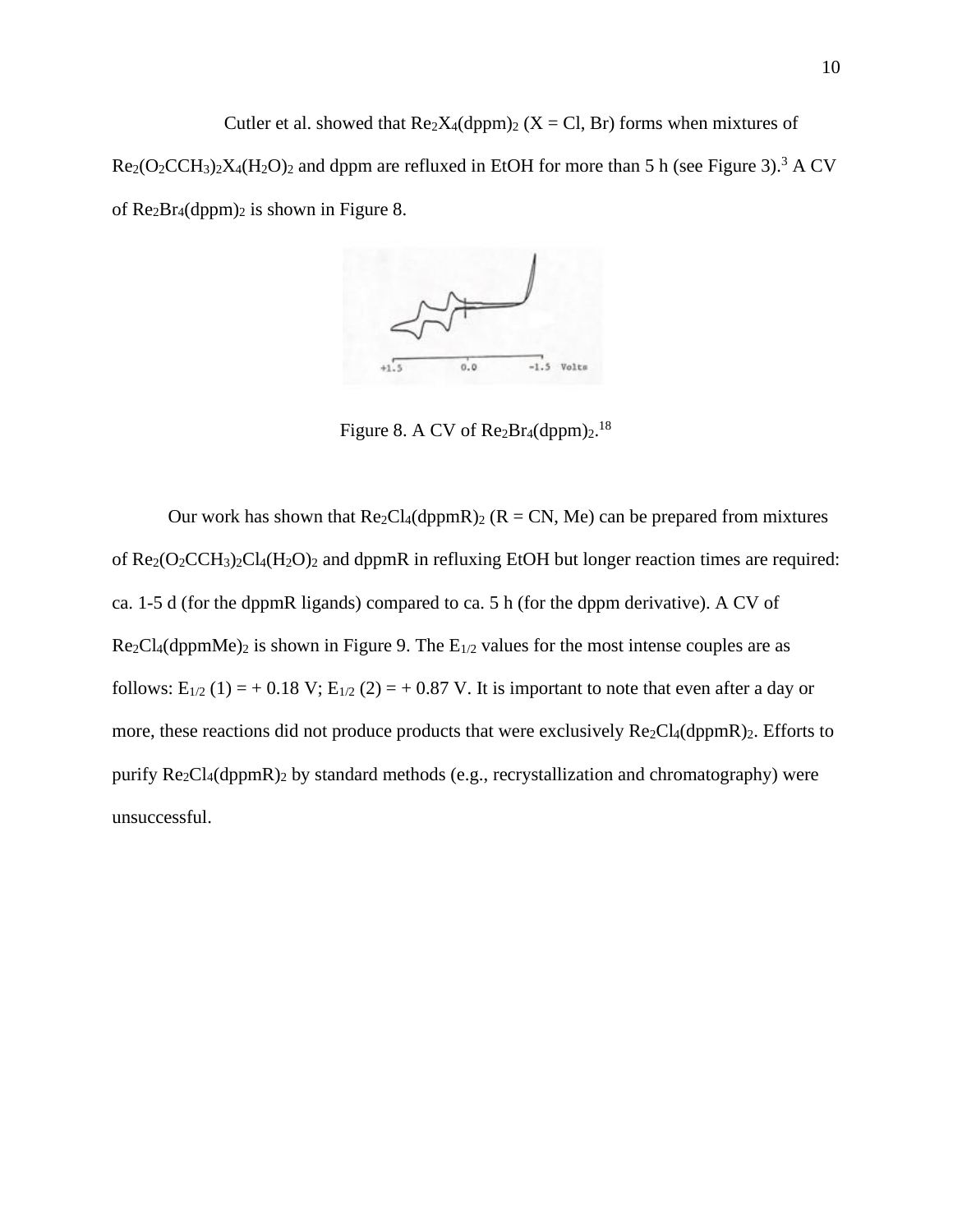Cutler et al. showed that $Re_2X_4(dppm)_2$ (X = Cl, Br) forms when mixtures of $Re_2(O_2CCH_3)_2X_4(H_2O)_2$ and dppm are refluxed in EtOH for more than 5 h (see Figure 3).[3] A CV of $Re_2Br_4(dppm)_2$ is shown in Figure 8.

Figure 8. A CV of $Re_2Br_4(dppm)_2$.[18]

Our work has shown that $Re_2Cl_4(dppmR)_2$ (R = CN, Me) can be prepared from mixtures of $Re_2(O_2CCH_3)_2Cl_4(H_2O)_2$ and dppmR in refluxing EtOH but longer reaction times are required: ca. 1-5 d (for the dppmR ligands) compared to ca. 5 h (for the dppm derivative). A CV of $Re_2Cl_4(dppmMe)_2$ is shown in Figure 9. The $E_{1/2}$ values for the most intense couples are as follows: $E_{1/2}$ (1) = + 0.18 V; $E_{1/2}$ (2) = + 0.87 V. It is important to note that even after a day or more, these reactions did not produce products that were exclusively $Re_2Cl_4(dppmR)_2$. Efforts to purify $Re_2Cl_4(dppmR)_2$ by standard methods (e.g., recrystallization and chromatography) were unsuccessful.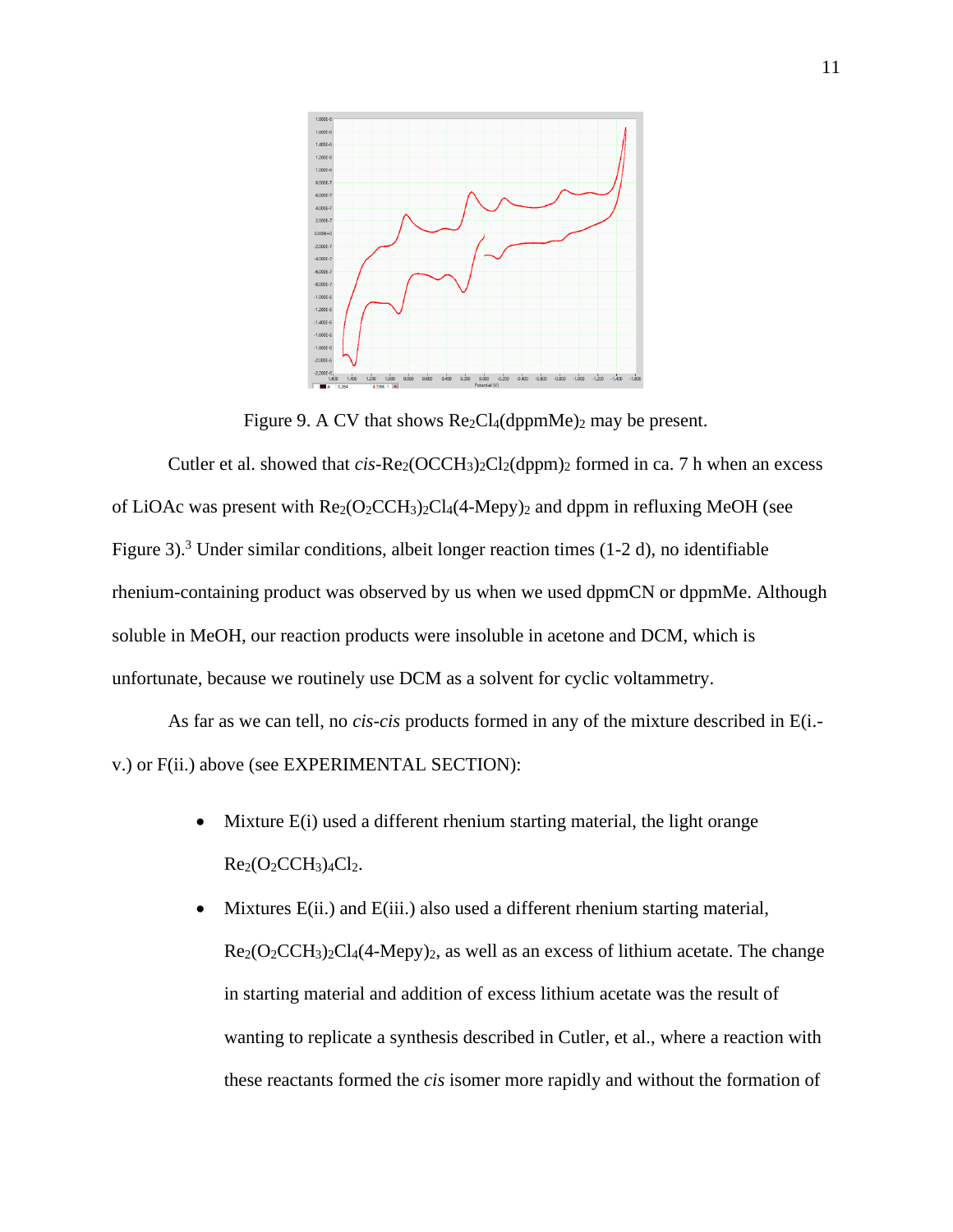Figure 9. A CV that shows $Re_2Cl_4(dppmMe)_2$ may be present.

Cutler et al. showed that *cis*-$Re_2(OCCH_3)_2Cl_2(dppm)_2$ formed in ca. 7 h when an excess of LiOAc was present with $Re_2(O_2CCH_3)_2Cl_4(4\text{-}Mepy)_2$ and dppm in refluxing MeOH (see Figure 3).[3] Under similar conditions, albeit longer reaction times (1-2 d), no identifiable rhenium-containing product was observed by us when we used dppmCN or dppmMe. Although soluble in MeOH, our reaction products were insoluble in acetone and DCM, which is unfortunate, because we routinely use DCM as a solvent for cyclic voltammetry.

As far as we can tell, no *cis-cis* products formed in any of the mixture described in E(i.-v.) or F(ii.) above (see EXPERIMENTAL SECTION):

- Mixture E(i) used a different rhenium starting material, the light orange $Re_2(O_2CCH_3)_4Cl_2$.
- Mixtures E(ii.) and E(iii.) also used a different rhenium starting material, $Re_2(O_2CCH_3)_2Cl_4(4\text{-}Mepy)_2$, as well as an excess of lithium acetate. The change in starting material and addition of excess lithium acetate was the result of wanting to replicate a synthesis described in Cutler, et al., where a reaction with these reactants formed the *cis* isomer more rapidly and without the formation of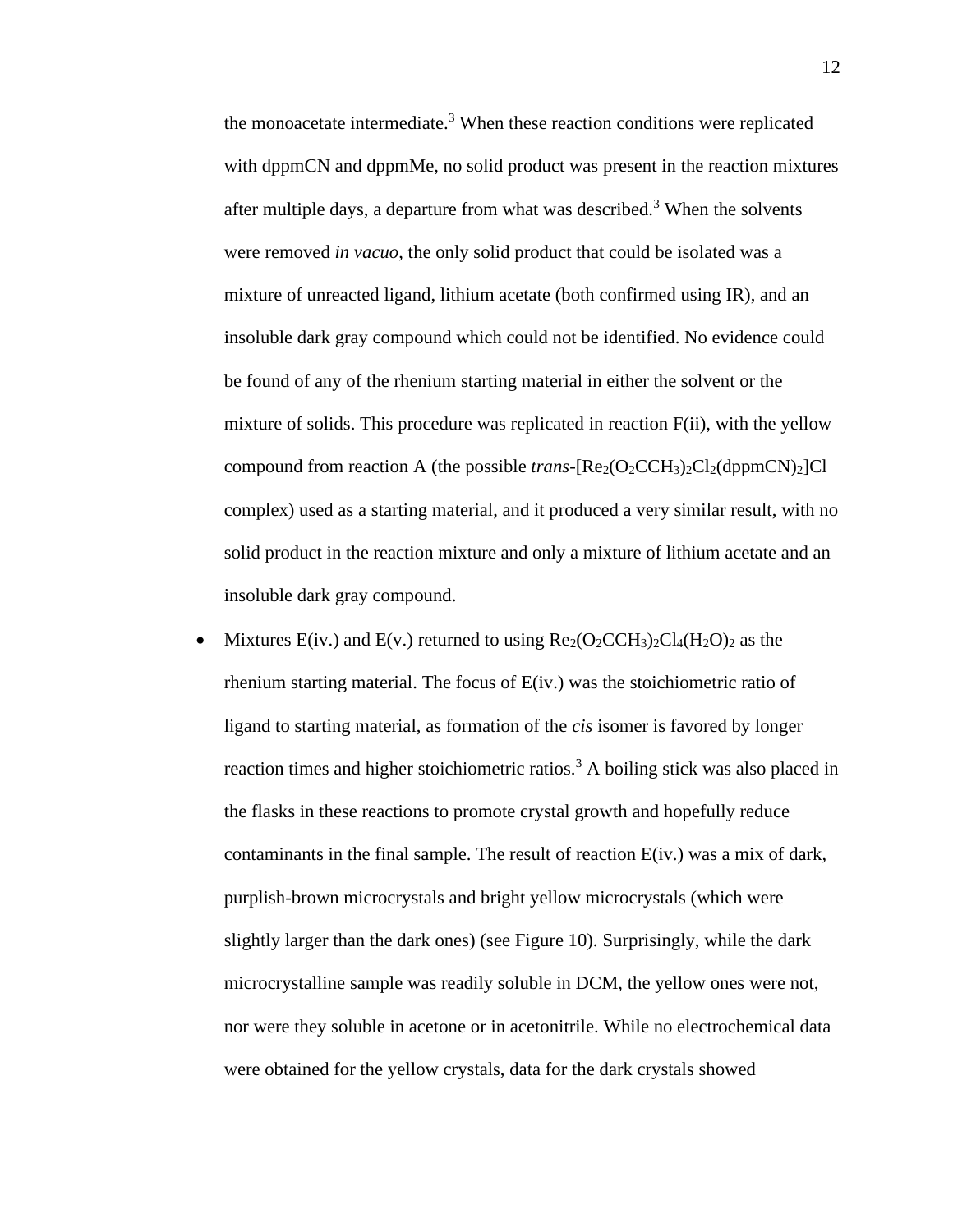the monoacetate intermediate.[3] When these reaction conditions were replicated with dppmCN and dppmMe, no solid product was present in the reaction mixtures after multiple days, a departure from what was described.[3] When the solvents were removed *in vacuo*, the only solid product that could be isolated was a mixture of unreacted ligand, lithium acetate (both confirmed using IR), and an insoluble dark gray compound which could not be identified. No evidence could be found of any of the rhenium starting material in either the solvent or the mixture of solids. This procedure was replicated in reaction F(ii), with the yellow compound from reaction A (the possible *trans*-$[Re_2(O_2CCH_3)_2Cl_2(dppmCN)_2]Cl$ complex) used as a starting material, and it produced a very similar result, with no solid product in the reaction mixture and only a mixture of lithium acetate and an insoluble dark gray compound.

- Mixtures E(iv.) and E(v.) returned to using $Re_2(O_2CCH_3)_2Cl_4(H_2O)_2$ as the rhenium starting material. The focus of E(iv.) was the stoichiometric ratio of ligand to starting material, as formation of the *cis* isomer is favored by longer reaction times and higher stoichiometric ratios.[3] A boiling stick was also placed in the flasks in these reactions to promote crystal growth and hopefully reduce contaminants in the final sample. The result of reaction E(iv.) was a mix of dark, purplish-brown microcrystals and bright yellow microcrystals (which were slightly larger than the dark ones) (see Figure 10). Surprisingly, while the dark microcrystalline sample was readily soluble in DCM, the yellow ones were not, nor were they soluble in acetone or in acetonitrile. While no electrochemical data were obtained for the yellow crystals, data for the dark crystals showed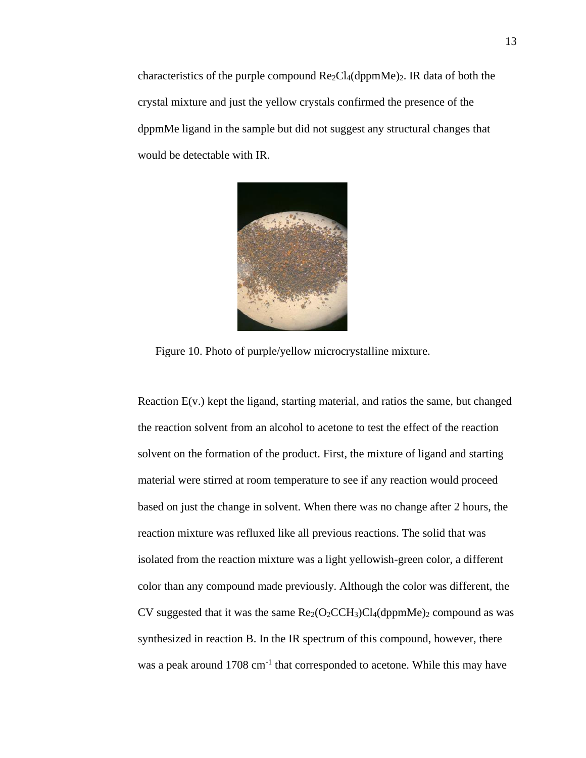characteristics of the purple compound $Re_2Cl_4(dppmMe)_2$. IR data of both the crystal mixture and just the yellow crystals confirmed the presence of the dppmMe ligand in the sample but did not suggest any structural changes that would be detectable with IR.

Figure 10. Photo of purple/yellow microcrystalline mixture.

Reaction E(v.) kept the ligand, starting material, and ratios the same, but changed the reaction solvent from an alcohol to acetone to test the effect of the reaction solvent on the formation of the product. First, the mixture of ligand and starting material were stirred at room temperature to see if any reaction would proceed based on just the change in solvent. When there was no change after 2 hours, the reaction mixture was refluxed like all previous reactions. The solid that was isolated from the reaction mixture was a light yellowish-green color, a different color than any compound made previously. Although the color was different, the CV suggested that it was the same $Re_2(O_2CCH_3)Cl_4(dppmMe)_2$ compound as was synthesized in reaction B. In the IR spectrum of this compound, however, there was a peak around 1708 $cm^{-1}$ that corresponded to acetone. While this may have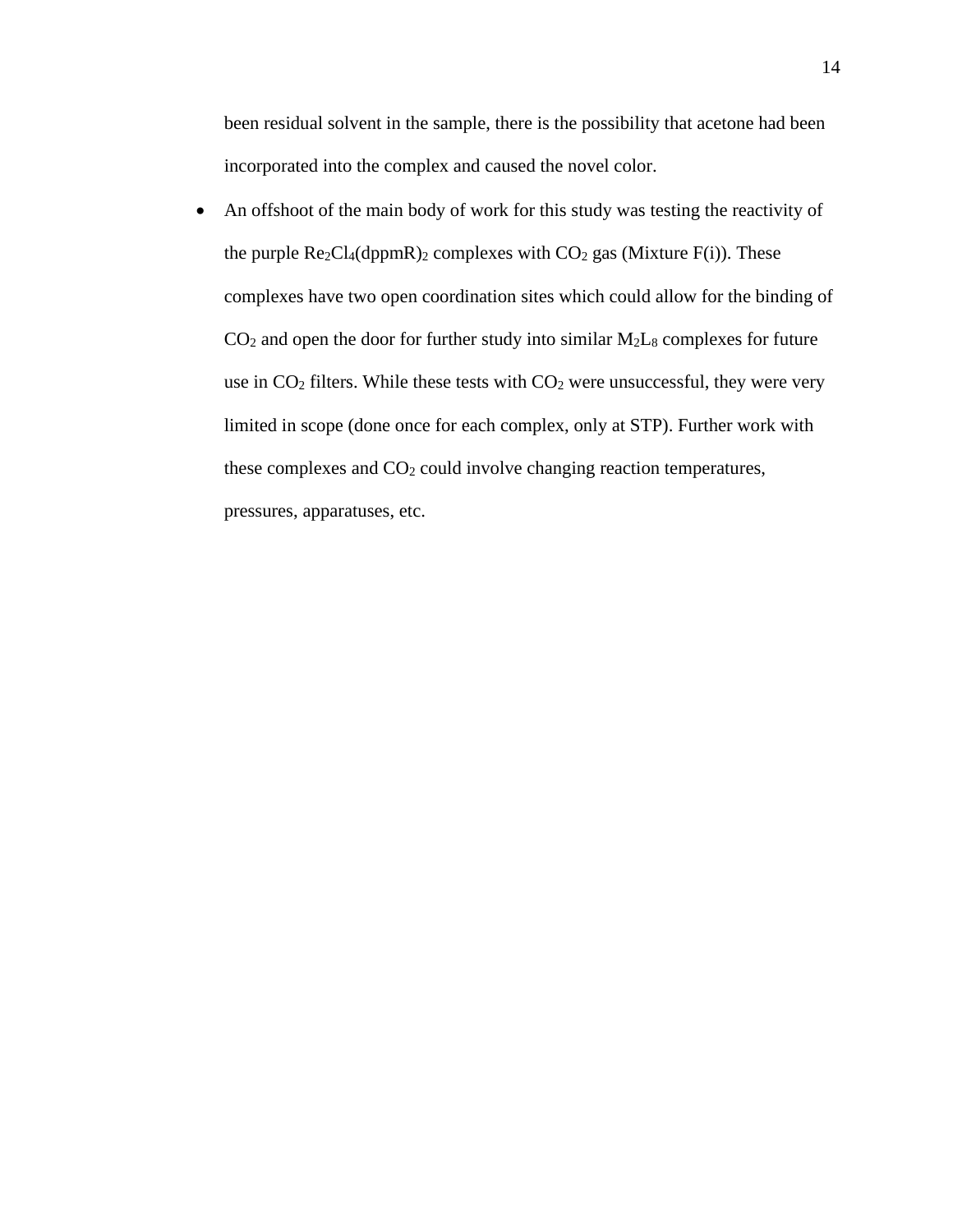been residual solvent in the sample, there is the possibility that acetone had been incorporated into the complex and caused the novel color.

- An offshoot of the main body of work for this study was testing the reactivity of the purple $Re_2Cl_4(dppmR)_2$ complexes with $CO_2$ gas (Mixture F(i)). These complexes have two open coordination sites which could allow for the binding of $CO_2$ and open the door for further study into similar $M_2L_8$ complexes for future use in $CO_2$ filters. While these tests with $CO_2$ were unsuccessful, they were very limited in scope (done once for each complex, only at STP). Further work with these complexes and $CO_2$ could involve changing reaction temperatures, pressures, apparatuses, etc.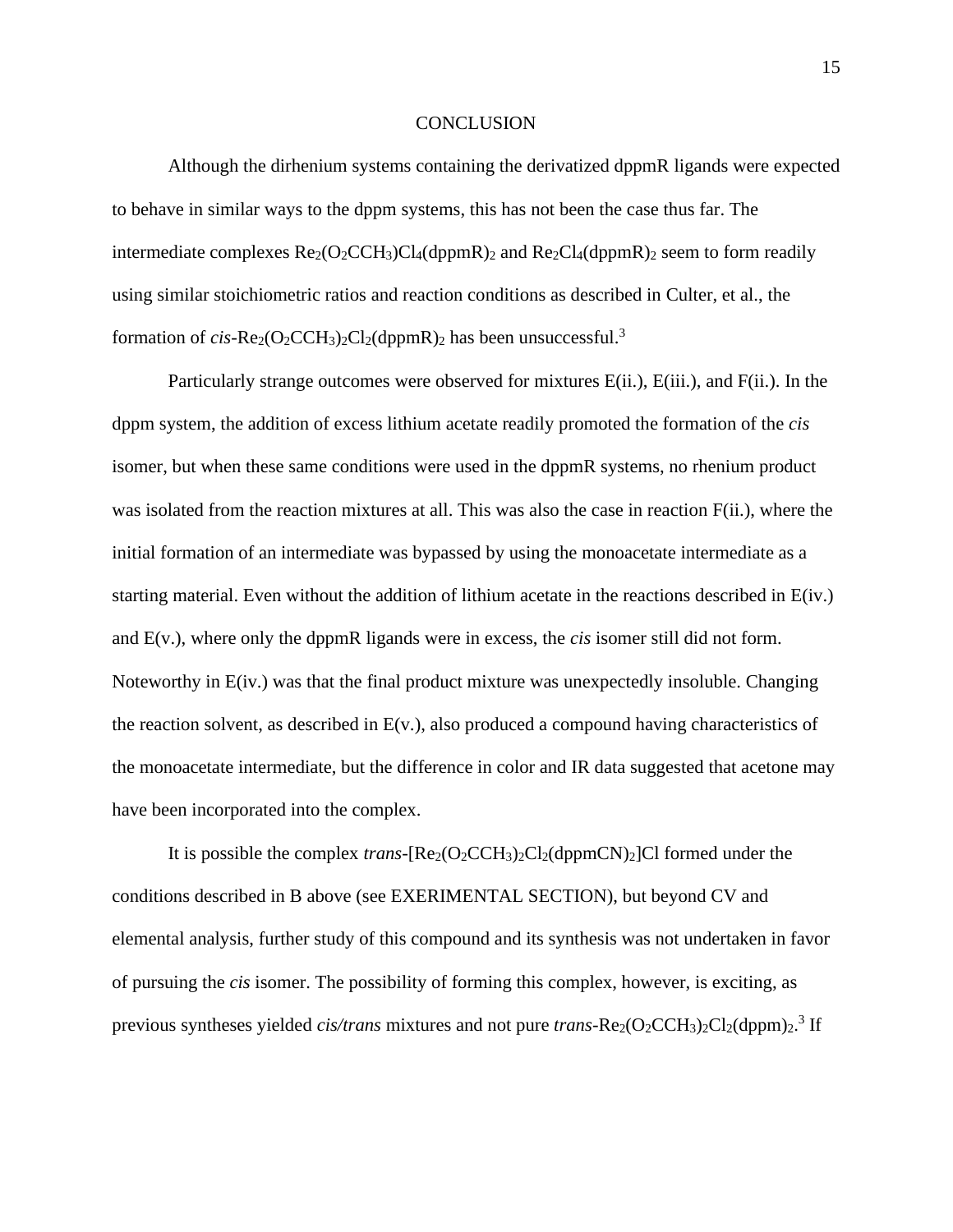## CONCLUSION

Although the dirhenium systems containing the derivatized dppmR ligands were expected to behave in similar ways to the dppm systems, this has not been the case thus far. The intermediate complexes $Re_2(O_2CCH_3)Cl_4(dppmR)_2$ and $Re_2Cl_4(dppmR)_2$ seem to form readily using similar stoichiometric ratios and reaction conditions as described in Culter, et al., the formation of *cis*-$Re_2(O_2CCH_3)_2Cl_2(dppmR)_2$ has been unsuccessful.[3]

Particularly strange outcomes were observed for mixtures E(ii.), E(iii.), and F(ii.). In the dppm system, the addition of excess lithium acetate readily promoted the formation of the *cis* isomer, but when these same conditions were used in the dppmR systems, no rhenium product was isolated from the reaction mixtures at all. This was also the case in reaction F(ii.), where the initial formation of an intermediate was bypassed by using the monoacetate intermediate as a starting material. Even without the addition of lithium acetate in the reactions described in E(iv.) and E(v.), where only the dppmR ligands were in excess, the *cis* isomer still did not form. Noteworthy in E(iv.) was that the final product mixture was unexpectedly insoluble. Changing the reaction solvent, as described in E(v.), also produced a compound having characteristics of the monoacetate intermediate, but the difference in color and IR data suggested that acetone may have been incorporated into the complex.

It is possible the complex *trans*-$[Re_2(O_2CCH_3)_2Cl_2(dppmCN)_2]Cl$ formed under the conditions described in B above (see EXERIMENTAL SECTION), but beyond CV and elemental analysis, further study of this compound and its synthesis was not undertaken in favor of pursuing the *cis* isomer. The possibility of forming this complex, however, is exciting, as previous syntheses yielded *cis/trans* mixtures and not pure *trans*-$Re_2(O_2CCH_3)_2Cl_2(dppm)_2$.[3] If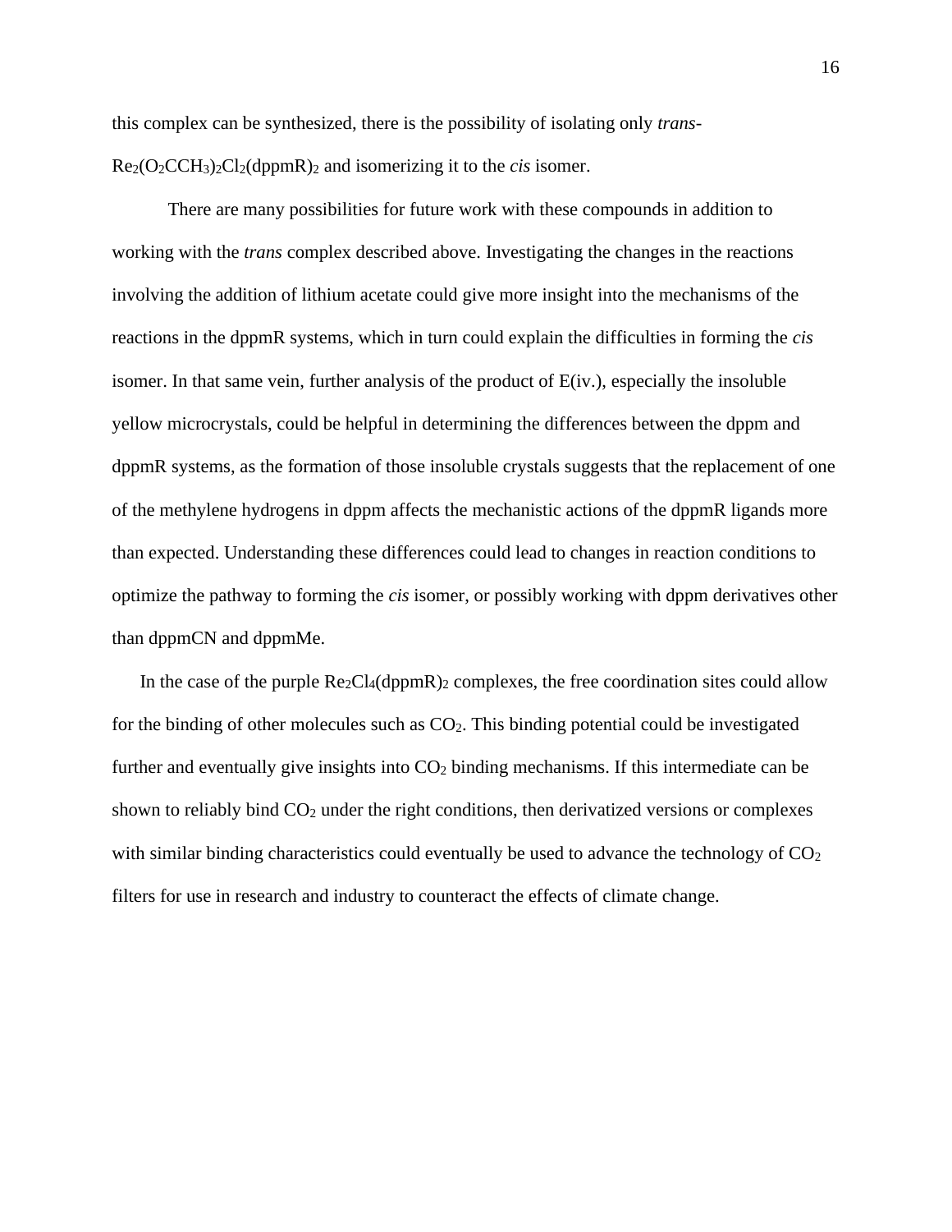this complex can be synthesized, there is the possibility of isolating only *trans*-$Re_2(O_2CCH_3)_2Cl_2(dppmR)_2$ and isomerizing it to the *cis* isomer.

There are many possibilities for future work with these compounds in addition to working with the *trans* complex described above. Investigating the changes in the reactions involving the addition of lithium acetate could give more insight into the mechanisms of the reactions in the dppmR systems, which in turn could explain the difficulties in forming the *cis* isomer. In that same vein, further analysis of the product of E(iv.), especially the insoluble yellow microcrystals, could be helpful in determining the differences between the dppm and dppmR systems, as the formation of those insoluble crystals suggests that the replacement of one of the methylene hydrogens in dppm affects the mechanistic actions of the dppmR ligands more than expected. Understanding these differences could lead to changes in reaction conditions to optimize the pathway to forming the *cis* isomer, or possibly working with dppm derivatives other than dppmCN and dppmMe.

In the case of the purple $Re_2Cl_4(dppmR)_2$ complexes, the free coordination sites could allow for the binding of other molecules such as $CO_2$. This binding potential could be investigated further and eventually give insights into $CO_2$ binding mechanisms. If this intermediate can be shown to reliably bind $CO_2$ under the right conditions, then derivatized versions or complexes with similar binding characteristics could eventually be used to advance the technology of $CO_2$ filters for use in research and industry to counteract the effects of climate change.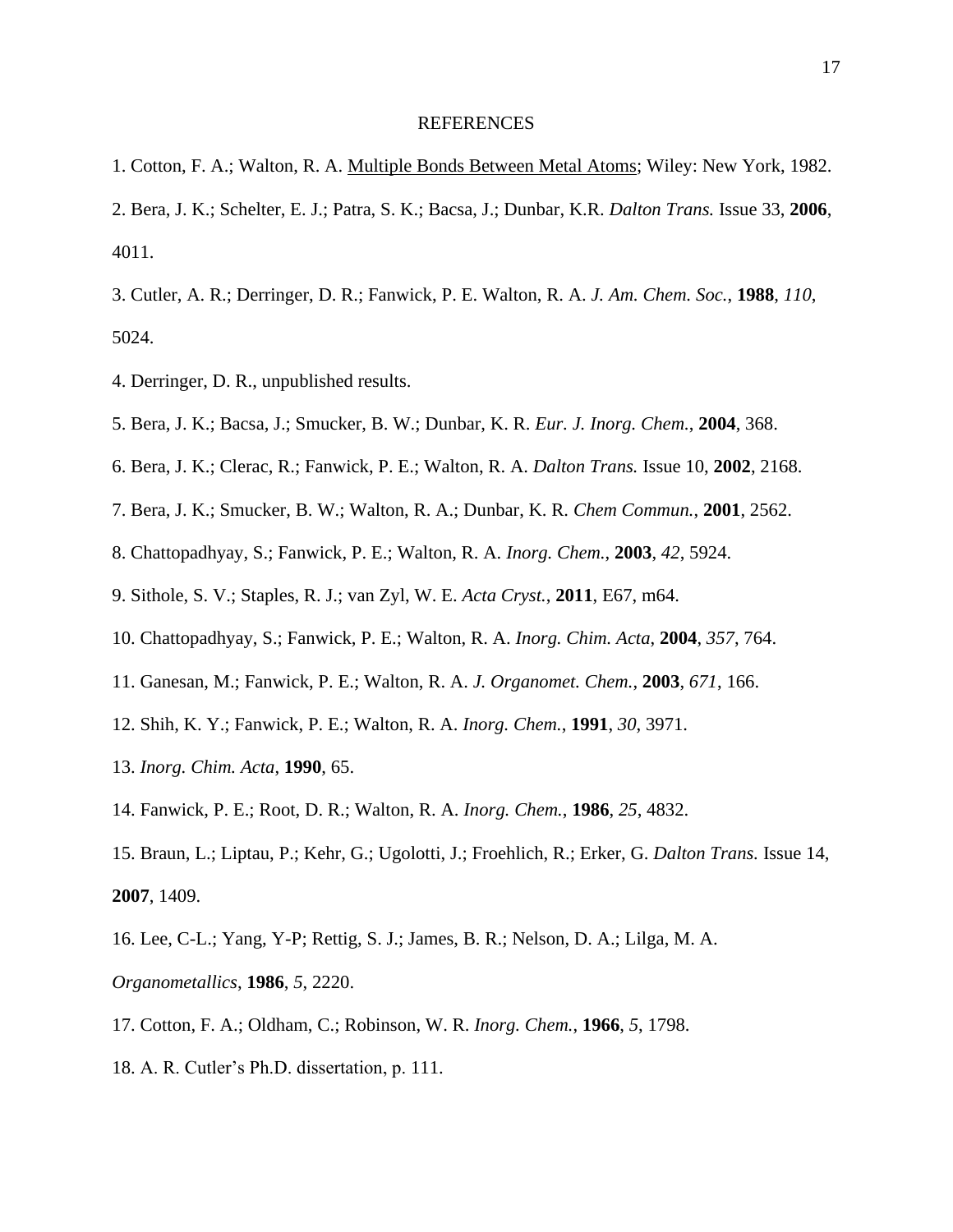# REFERENCES

1. Cotton, F. A.; Walton, R. A. Multiple Bonds Between Metal Atoms; Wiley: New York, 1982.

2. Bera, J. K.; Schelter, E. J.; Patra, S. K.; Bacsa, J.; Dunbar, K.R. *Dalton Trans.* Issue 33, **2006**, 4011.

3. Cutler, A. R.; Derringer, D. R.; Fanwick, P. E. Walton, R. A. *J. Am. Chem. Soc.*, **1988**, *110*, 5024.

4. Derringer, D. R., unpublished results.

5. Bera, J. K.; Bacsa, J.; Smucker, B. W.; Dunbar, K. R. *Eur. J. Inorg. Chem.*, **2004**, 368.

6. Bera, J. K.; Clerac, R.; Fanwick, P. E.; Walton, R. A. *Dalton Trans.* Issue 10, **2002**, 2168.

7. Bera, J. K.; Smucker, B. W.; Walton, R. A.; Dunbar, K. R. *Chem Commun.*, **2001**, 2562.

8. Chattopadhyay, S.; Fanwick, P. E.; Walton, R. A. *Inorg. Chem.*, **2003**, *42*, 5924.

9. Sithole, S. V.; Staples, R. J.; van Zyl, W. E. *Acta Cryst.*, **2011**, E67, m64.

10. Chattopadhyay, S.; Fanwick, P. E.; Walton, R. A. *Inorg. Chim. Acta*, **2004**, *357*, 764.

11. Ganesan, M.; Fanwick, P. E.; Walton, R. A. *J. Organomet. Chem.*, **2003**, *671*, 166.

12. Shih, K. Y.; Fanwick, P. E.; Walton, R. A. *Inorg. Chem.*, **1991**, *30*, 3971.

13. *Inorg. Chim. Acta*, **1990**, 65.

14. Fanwick, P. E.; Root, D. R.; Walton, R. A. *Inorg. Chem.*, **1986**, *25*, 4832.

15. Braun, L.; Liptau, P.; Kehr, G.; Ugolotti, J.; Froehlich, R.; Erker, G. *Dalton Trans.* Issue 14, **2007**, 1409.

16. Lee, C-L.; Yang, Y-P; Rettig, S. J.; James, B. R.; Nelson, D. A.; Lilga, M. A. *Organometallics*, **1986**, *5*, 2220.

17. Cotton, F. A.; Oldham, C.; Robinson, W. R. *Inorg. Chem.*, **1966**, *5*, 1798.

18. A. R. Cutler's Ph.D. dissertation, p. 111.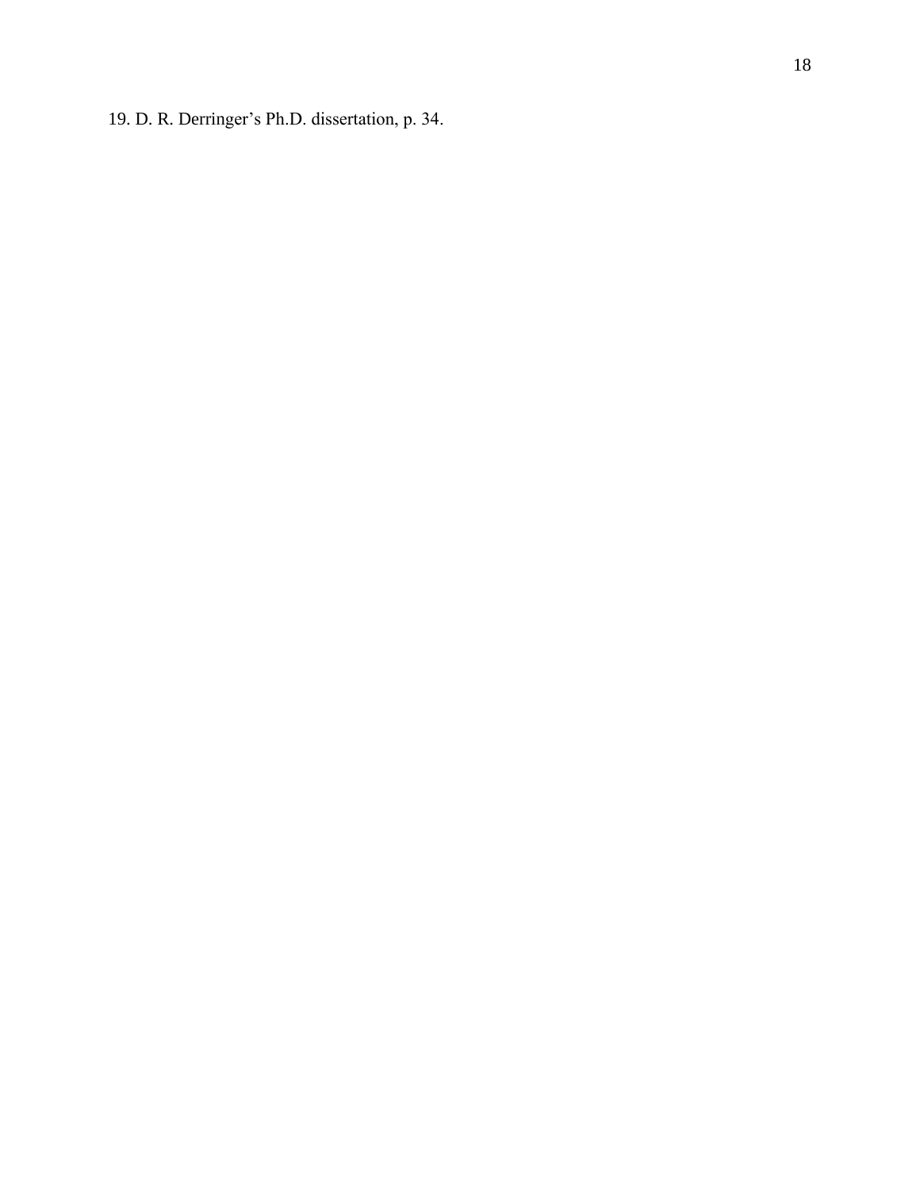19. D. R. Derringer’s Ph.D. dissertation, p. 34.